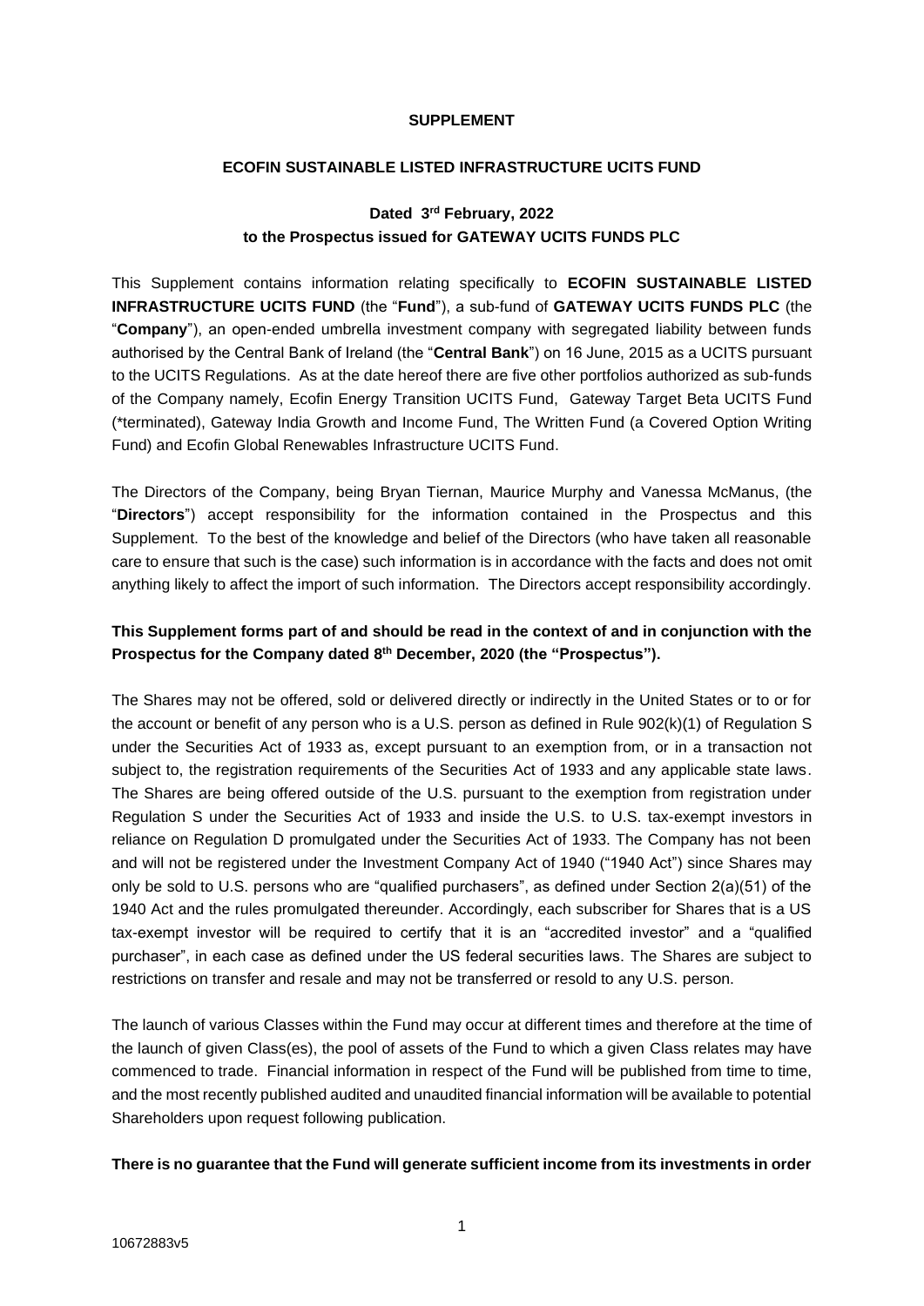**SUPPLEMENT**

**ECOFIN SUSTAINABLE LISTED INFRASTRUCTURE UCITS FUND**

**Dated 3rd February, 2022**
**to the Prospectus issued for GATEWAY UCITS FUNDS PLC**

This Supplement contains information relating specifically to **ECOFIN SUSTAINABLE LISTED INFRASTRUCTURE UCITS FUND** (the "**Fund**"), a sub-fund of **GATEWAY UCITS FUNDS PLC** (the "**Company**"), an open-ended umbrella investment company with segregated liability between funds authorised by the Central Bank of Ireland (the "**Central Bank**") on 16 June, 2015 as a UCITS pursuant to the UCITS Regulations. As at the date hereof there are five other portfolios authorized as sub-funds of the Company namely, Ecofin Energy Transition UCITS Fund, Gateway Target Beta UCITS Fund (*terminated), Gateway India Growth and Income Fund, The Written Fund (a Covered Option Writing Fund) and Ecofin Global Renewables Infrastructure UCITS Fund.

The Directors of the Company, being Bryan Tiernan, Maurice Murphy and Vanessa McManus, (the "**Directors**") accept responsibility for the information contained in the Prospectus and this Supplement. To the best of the knowledge and belief of the Directors (who have taken all reasonable care to ensure that such is the case) such information is in accordance with the facts and does not omit anything likely to affect the import of such information. The Directors accept responsibility accordingly.

**This Supplement forms part of and should be read in the context of and in conjunction with the Prospectus for the Company dated 8th December, 2020 (the "Prospectus").**

The Shares may not be offered, sold or delivered directly or indirectly in the United States or to or for the account or benefit of any person who is a U.S. person as defined in Rule 902(k)(1) of Regulation S under the Securities Act of 1933 as, except pursuant to an exemption from, or in a transaction not subject to, the registration requirements of the Securities Act of 1933 and any applicable state laws. The Shares are being offered outside of the U.S. pursuant to the exemption from registration under Regulation S under the Securities Act of 1933 and inside the U.S. to U.S. tax-exempt investors in reliance on Regulation D promulgated under the Securities Act of 1933. The Company has not been and will not be registered under the Investment Company Act of 1940 ("1940 Act") since Shares may only be sold to U.S. persons who are "qualified purchasers", as defined under Section 2(a)(51) of the 1940 Act and the rules promulgated thereunder. Accordingly, each subscriber for Shares that is a US tax-exempt investor will be required to certify that it is an "accredited investor" and a "qualified purchaser", in each case as defined under the US federal securities laws. The Shares are subject to restrictions on transfer and resale and may not be transferred or resold to any U.S. person.

The launch of various Classes within the Fund may occur at different times and therefore at the time of the launch of given Class(es), the pool of assets of the Fund to which a given Class relates may have commenced to trade. Financial information in respect of the Fund will be published from time to time, and the most recently published audited and unaudited financial information will be available to potential Shareholders upon request following publication.

**There is no guarantee that the Fund will generate sufficient income from its investments in order**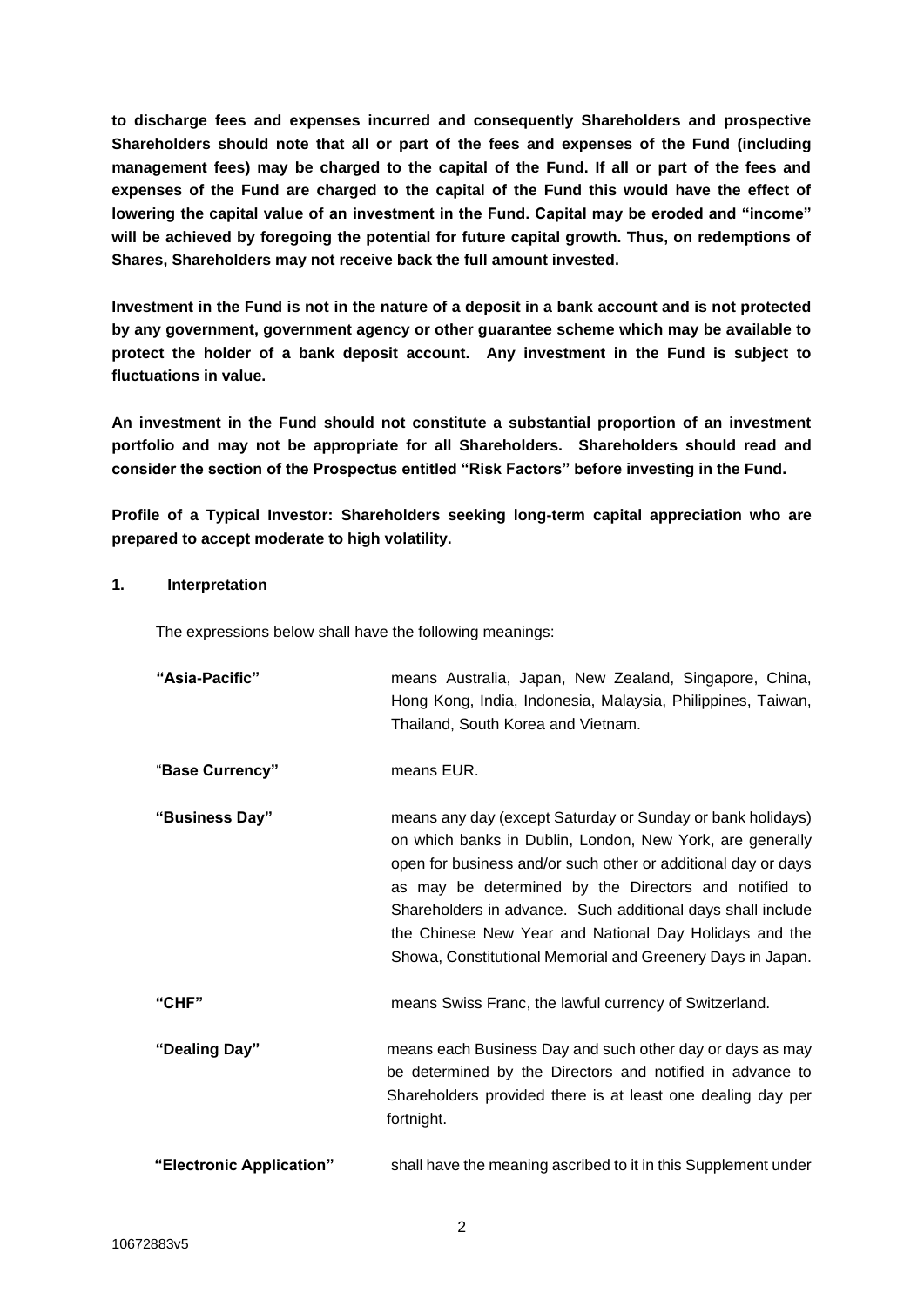**to discharge fees and expenses incurred and consequently Shareholders and prospective Shareholders should note that all or part of the fees and expenses of the Fund (including management fees) may be charged to the capital of the Fund. If all or part of the fees and expenses of the Fund are charged to the capital of the Fund this would have the effect of lowering the capital value of an investment in the Fund. Capital may be eroded and "income" will be achieved by foregoing the potential for future capital growth. Thus, on redemptions of Shares, Shareholders may not receive back the full amount invested.**

**Investment in the Fund is not in the nature of a deposit in a bank account and is not protected by any government, government agency or other guarantee scheme which may be available to protect the holder of a bank deposit account. Any investment in the Fund is subject to fluctuations in value.**

**An investment in the Fund should not constitute a substantial proportion of an investment portfolio and may not be appropriate for all Shareholders. Shareholders should read and consider the section of the Prospectus entitled "Risk Factors" before investing in the Fund.**

**Profile of a Typical Investor: Shareholders seeking long-term capital appreciation who are prepared to accept moderate to high volatility.**

## 1. Interpretation

The expressions below shall have the following meanings:

| | |
|---|---|
| **"Asia-Pacific"** | means Australia, Japan, New Zealand, Singapore, China, Hong Kong, India, Indonesia, Malaysia, Philippines, Taiwan, Thailand, South Korea and Vietnam. |
| "**Base Currency"** | means EUR. |
| **"Business Day"** | means any day (except Saturday or Sunday or bank holidays) on which banks in Dublin, London, New York, are generally open for business and/or such other or additional day or days as may be determined by the Directors and notified to Shareholders in advance. Such additional days shall include the Chinese New Year and National Day Holidays and the Showa, Constitutional Memorial and Greenery Days in Japan. |
| **"CHF"** | means Swiss Franc, the lawful currency of Switzerland. |
| **"Dealing Day"** | means each Business Day and such other day or days as may be determined by the Directors and notified in advance to Shareholders provided there is at least one dealing day per fortnight. |
| **"Electronic Application"** | shall have the meaning ascribed to it in this Supplement under |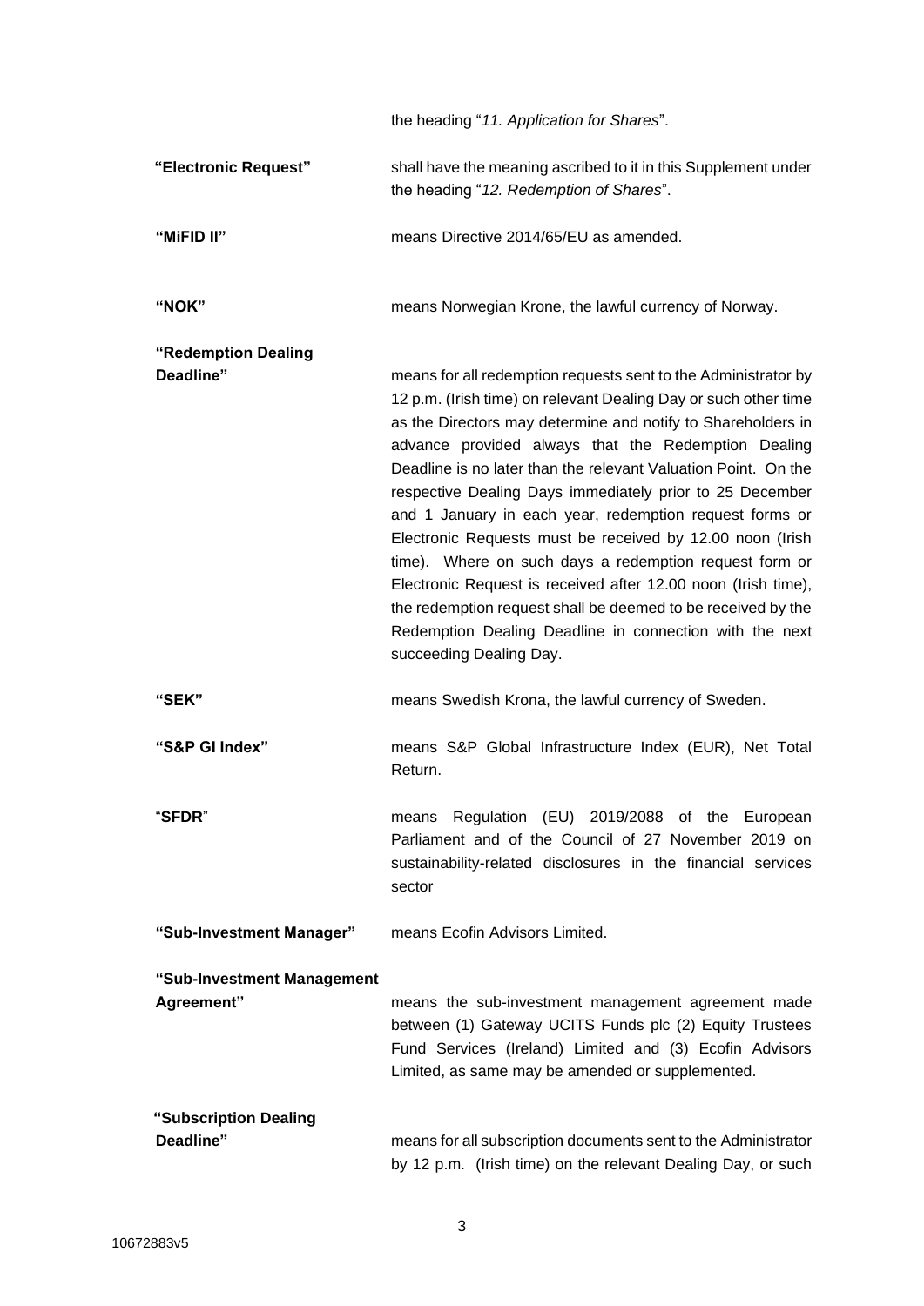the heading "*11. Application for Shares*".

| | |
|---|---|
| **"Electronic Request"** | shall have the meaning ascribed to it in this Supplement under the heading "*12. Redemption of Shares*". |
| **"MiFID II"** | means Directive 2014/65/EU as amended. |
| **"NOK"** | means Norwegian Krone, the lawful currency of Norway. |
| **"Redemption Dealing Deadline"** | means for all redemption requests sent to the Administrator by 12 p.m. (Irish time) on relevant Dealing Day or such other time as the Directors may determine and notify to Shareholders in advance provided always that the Redemption Dealing Deadline is no later than the relevant Valuation Point. On the respective Dealing Days immediately prior to 25 December and 1 January in each year, redemption request forms or Electronic Requests must be received by 12.00 noon (Irish time). Where on such days a redemption request form or Electronic Request is received after 12.00 noon (Irish time), the redemption request shall be deemed to be received by the Redemption Dealing Deadline in connection with the next succeeding Dealing Day. |
| **"SEK"** | means Swedish Krona, the lawful currency of Sweden. |
| **"S&P GI Index"** | means S&P Global Infrastructure Index (EUR), Net Total Return. |
| "**SFDR**" | means Regulation (EU) 2019/2088 of the European Parliament and of the Council of 27 November 2019 on sustainability-related disclosures in the financial services sector |
| **"Sub-Investment Manager"** | means Ecofin Advisors Limited. |
| **"Sub-Investment Management Agreement"** | means the sub-investment management agreement made between (1) Gateway UCITS Funds plc (2) Equity Trustees Fund Services (Ireland) Limited and (3) Ecofin Advisors Limited, as same may be amended or supplemented. |
| **"Subscription Dealing Deadline"** | means for all subscription documents sent to the Administrator by 12 p.m. (Irish time) on the relevant Dealing Day, or such |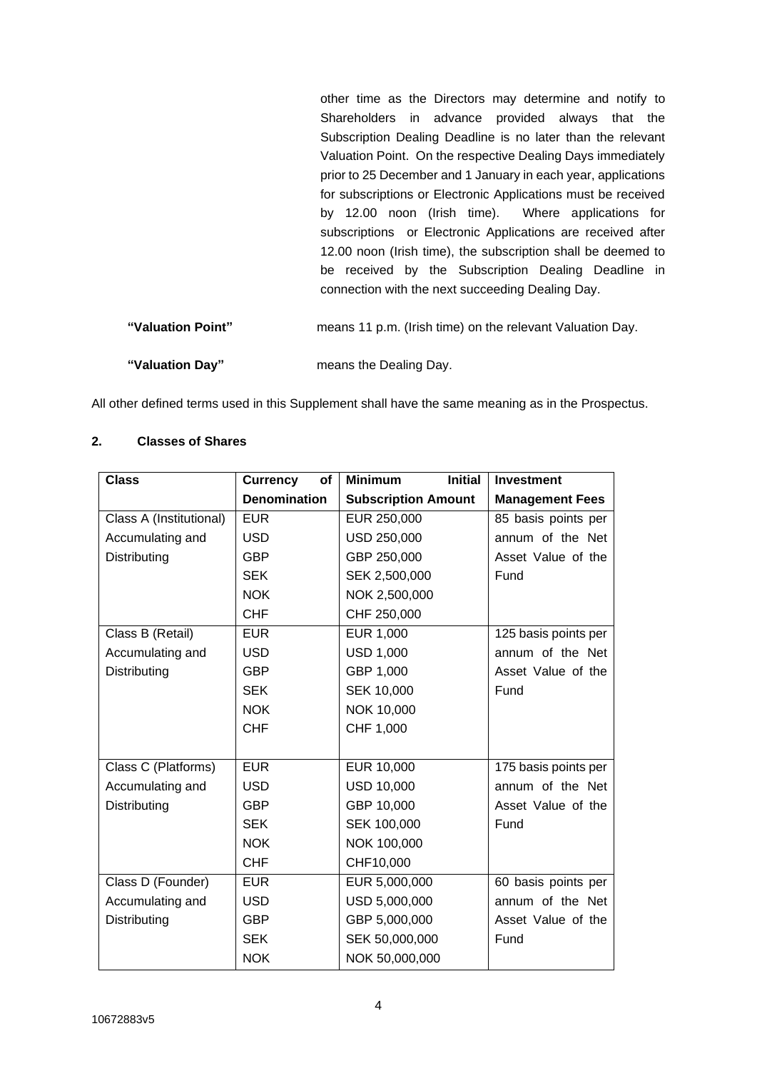other time as the Directors may determine and notify to Shareholders in advance provided always that the Subscription Dealing Deadline is no later than the relevant Valuation Point. On the respective Dealing Days immediately prior to 25 December and 1 January in each year, applications for subscriptions or Electronic Applications must be received by 12.00 noon (Irish time). Where applications for subscriptions or Electronic Applications are received after 12.00 noon (Irish time), the subscription shall be deemed to be received by the Subscription Dealing Deadline in connection with the next succeeding Dealing Day.

**"Valuation Point"** means 11 p.m. (Irish time) on the relevant Valuation Day.

**"Valuation Day"** means the Dealing Day.

All other defined terms used in this Supplement shall have the same meaning as in the Prospectus.

## 2. Classes of Shares

| Class | Currency of Denomination | Minimum Initial Subscription Amount | Investment Management Fees |
|---|---|---|---|
| Class A (Institutional) Accumulating and Distributing | EUR<br>USD<br>GBP<br>SEK<br>NOK<br>CHF | EUR 250,000<br>USD 250,000<br>GBP 250,000<br>SEK 2,500,000<br>NOK 2,500,000<br>CHF 250,000 | 85 basis points per annum of the Net Asset Value of the Fund |
| Class B (Retail) Accumulating and Distributing | EUR<br>USD<br>GBP<br>SEK<br>NOK<br>CHF | EUR 1,000<br>USD 1,000<br>GBP 1,000<br>SEK 10,000<br>NOK 10,000<br>CHF 1,000 | 125 basis points per annum of the Net Asset Value of the Fund |
| Class C (Platforms) Accumulating and Distributing | EUR<br>USD<br>GBP<br>SEK<br>NOK<br>CHF | EUR 10,000<br>USD 10,000<br>GBP 10,000<br>SEK 100,000<br>NOK 100,000<br>CHF10,000 | 175 basis points per annum of the Net Asset Value of the Fund |
| Class D (Founder) Accumulating and Distributing | EUR<br>USD<br>GBP<br>SEK<br>NOK | EUR 5,000,000<br>USD 5,000,000<br>GBP 5,000,000<br>SEK 50,000,000<br>NOK 50,000,000 | 60 basis points per annum of the Net Asset Value of the Fund |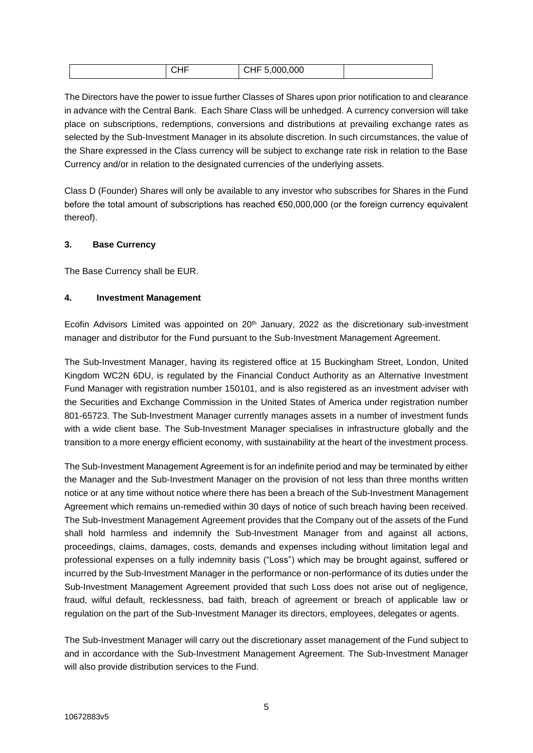| | CHF | CHF 5,000,000 | |
|---|---|---|---|

The Directors have the power to issue further Classes of Shares upon prior notification to and clearance in advance with the Central Bank. Each Share Class will be unhedged. A currency conversion will take place on subscriptions, redemptions, conversions and distributions at prevailing exchange rates as selected by the Sub-Investment Manager in its absolute discretion. In such circumstances, the value of the Share expressed in the Class currency will be subject to exchange rate risk in relation to the Base Currency and/or in relation to the designated currencies of the underlying assets.

Class D (Founder) Shares will only be available to any investor who subscribes for Shares in the Fund before the total amount of subscriptions has reached €50,000,000 (or the foreign currency equivalent thereof).

## 3. Base Currency

The Base Currency shall be EUR.

## 4. Investment Management

Ecofin Advisors Limited was appointed on 20th January, 2022 as the discretionary sub-investment manager and distributor for the Fund pursuant to the Sub-Investment Management Agreement.

The Sub-Investment Manager, having its registered office at 15 Buckingham Street, London, United Kingdom WC2N 6DU, is regulated by the Financial Conduct Authority as an Alternative Investment Fund Manager with registration number 150101, and is also registered as an investment adviser with the Securities and Exchange Commission in the United States of America under registration number 801-65723. The Sub-Investment Manager currently manages assets in a number of investment funds with a wide client base. The Sub-Investment Manager specialises in infrastructure globally and the transition to a more energy efficient economy, with sustainability at the heart of the investment process.

The Sub-Investment Management Agreement is for an indefinite period and may be terminated by either the Manager and the Sub-Investment Manager on the provision of not less than three months written notice or at any time without notice where there has been a breach of the Sub-Investment Management Agreement which remains un-remedied within 30 days of notice of such breach having been received. The Sub-Investment Management Agreement provides that the Company out of the assets of the Fund shall hold harmless and indemnify the Sub-Investment Manager from and against all actions, proceedings, claims, damages, costs, demands and expenses including without limitation legal and professional expenses on a fully indemnity basis ("Loss") which may be brought against, suffered or incurred by the Sub-Investment Manager in the performance or non-performance of its duties under the Sub-Investment Management Agreement provided that such Loss does not arise out of negligence, fraud, wilful default, recklessness, bad faith, breach of agreement or breach of applicable law or regulation on the part of the Sub-Investment Manager its directors, employees, delegates or agents.

The Sub-Investment Manager will carry out the discretionary asset management of the Fund subject to and in accordance with the Sub-Investment Management Agreement. The Sub-Investment Manager will also provide distribution services to the Fund.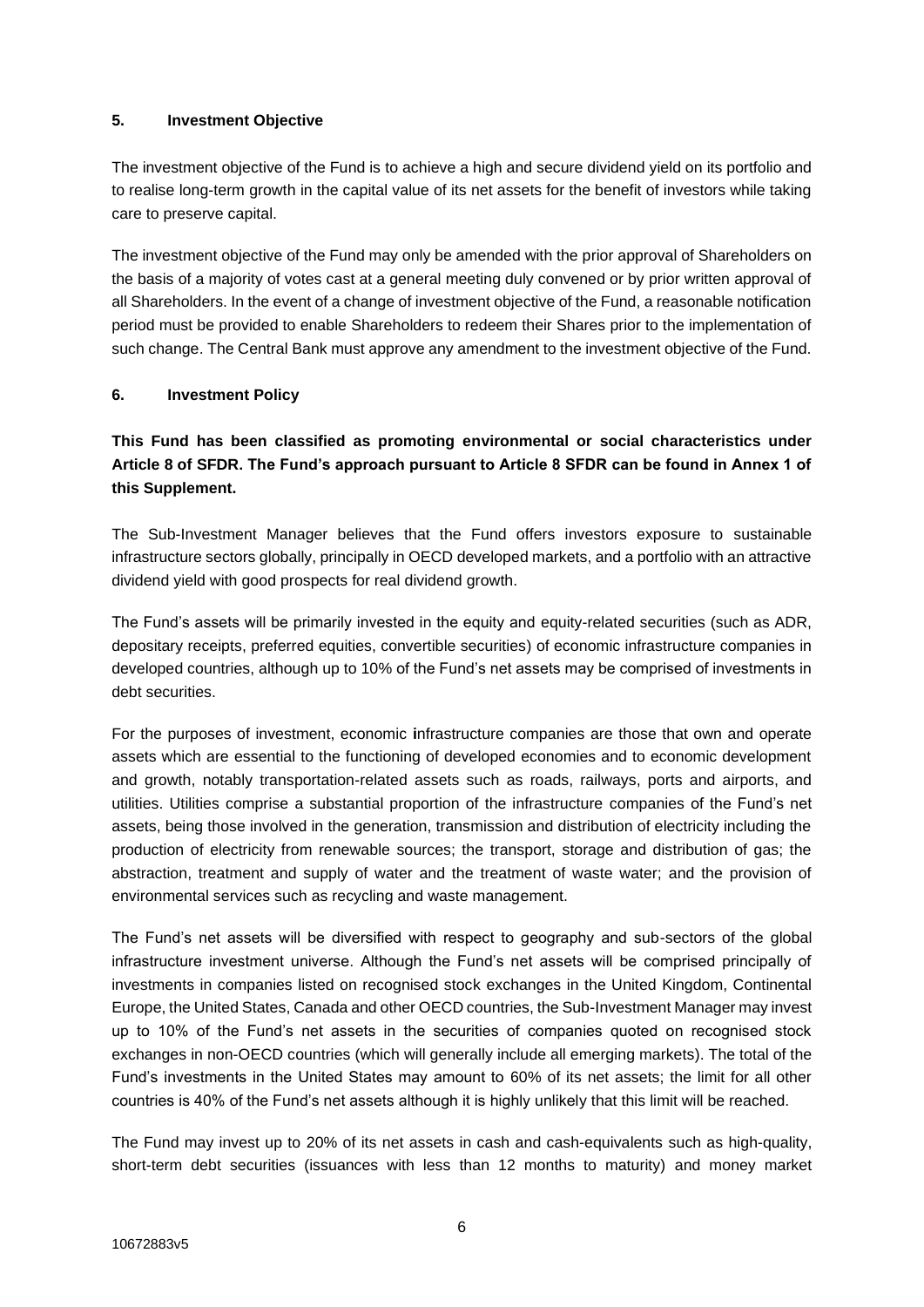## 5. Investment Objective

The investment objective of the Fund is to achieve a high and secure dividend yield on its portfolio and to realise long-term growth in the capital value of its net assets for the benefit of investors while taking care to preserve capital.

The investment objective of the Fund may only be amended with the prior approval of Shareholders on the basis of a majority of votes cast at a general meeting duly convened or by prior written approval of all Shareholders. In the event of a change of investment objective of the Fund, a reasonable notification period must be provided to enable Shareholders to redeem their Shares prior to the implementation of such change. The Central Bank must approve any amendment to the investment objective of the Fund.

## 6. Investment Policy

**This Fund has been classified as promoting environmental or social characteristics under Article 8 of SFDR. The Fund's approach pursuant to Article 8 SFDR can be found in Annex 1 of this Supplement.**

The Sub-Investment Manager believes that the Fund offers investors exposure to sustainable infrastructure sectors globally, principally in OECD developed markets, and a portfolio with an attractive dividend yield with good prospects for real dividend growth.

The Fund's assets will be primarily invested in the equity and equity-related securities (such as ADR, depositary receipts, preferred equities, convertible securities) of economic infrastructure companies in developed countries, although up to 10% of the Fund's net assets may be comprised of investments in debt securities.

For the purposes of investment, economic infrastructure companies are those that own and operate assets which are essential to the functioning of developed economies and to economic development and growth, notably transportation-related assets such as roads, railways, ports and airports, and utilities. Utilities comprise a substantial proportion of the infrastructure companies of the Fund's net assets, being those involved in the generation, transmission and distribution of electricity including the production of electricity from renewable sources; the transport, storage and distribution of gas; the abstraction, treatment and supply of water and the treatment of waste water; and the provision of environmental services such as recycling and waste management.

The Fund's net assets will be diversified with respect to geography and sub-sectors of the global infrastructure investment universe. Although the Fund's net assets will be comprised principally of investments in companies listed on recognised stock exchanges in the United Kingdom, Continental Europe, the United States, Canada and other OECD countries, the Sub-Investment Manager may invest up to 10% of the Fund's net assets in the securities of companies quoted on recognised stock exchanges in non-OECD countries (which will generally include all emerging markets). The total of the Fund's investments in the United States may amount to 60% of its net assets; the limit for all other countries is 40% of the Fund's net assets although it is highly unlikely that this limit will be reached.

The Fund may invest up to 20% of its net assets in cash and cash-equivalents such as high-quality, short-term debt securities (issuances with less than 12 months to maturity) and money market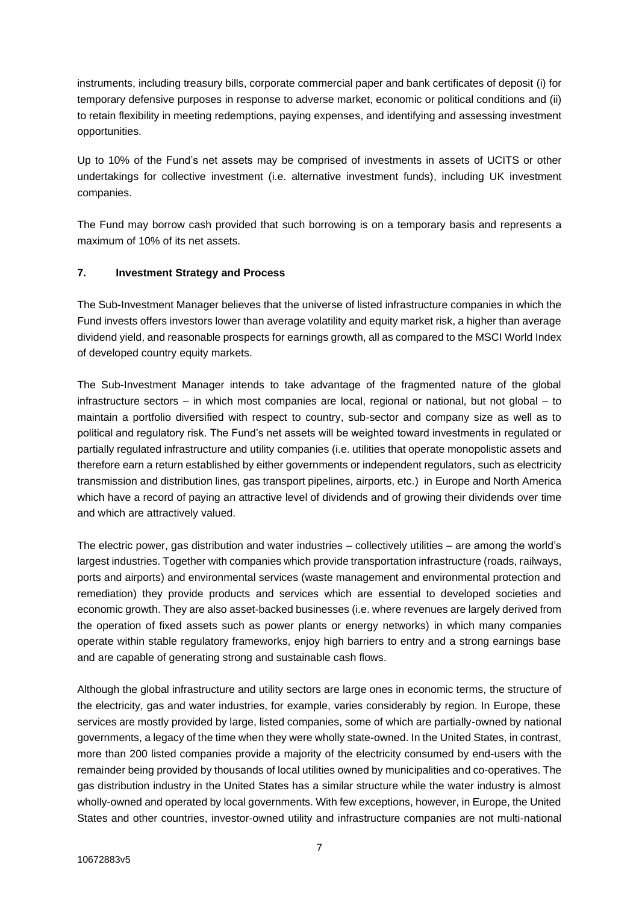instruments, including treasury bills, corporate commercial paper and bank certificates of deposit (i) for temporary defensive purposes in response to adverse market, economic or political conditions and (ii) to retain flexibility in meeting redemptions, paying expenses, and identifying and assessing investment opportunities.

Up to 10% of the Fund's net assets may be comprised of investments in assets of UCITS or other undertakings for collective investment (i.e. alternative investment funds), including UK investment companies.

The Fund may borrow cash provided that such borrowing is on a temporary basis and represents a maximum of 10% of its net assets.

## 7. Investment Strategy and Process

The Sub-Investment Manager believes that the universe of listed infrastructure companies in which the Fund invests offers investors lower than average volatility and equity market risk, a higher than average dividend yield, and reasonable prospects for earnings growth, all as compared to the MSCI World Index of developed country equity markets.

The Sub-Investment Manager intends to take advantage of the fragmented nature of the global infrastructure sectors – in which most companies are local, regional or national, but not global – to maintain a portfolio diversified with respect to country, sub-sector and company size as well as to political and regulatory risk. The Fund's net assets will be weighted toward investments in regulated or partially regulated infrastructure and utility companies (i.e. utilities that operate monopolistic assets and therefore earn a return established by either governments or independent regulators, such as electricity transmission and distribution lines, gas transport pipelines, airports, etc.) in Europe and North America which have a record of paying an attractive level of dividends and of growing their dividends over time and which are attractively valued.

The electric power, gas distribution and water industries – collectively utilities – are among the world's largest industries. Together with companies which provide transportation infrastructure (roads, railways, ports and airports) and environmental services (waste management and environmental protection and remediation) they provide products and services which are essential to developed societies and economic growth. They are also asset-backed businesses (i.e. where revenues are largely derived from the operation of fixed assets such as power plants or energy networks) in which many companies operate within stable regulatory frameworks, enjoy high barriers to entry and a strong earnings base and are capable of generating strong and sustainable cash flows.

Although the global infrastructure and utility sectors are large ones in economic terms, the structure of the electricity, gas and water industries, for example, varies considerably by region. In Europe, these services are mostly provided by large, listed companies, some of which are partially-owned by national governments, a legacy of the time when they were wholly state-owned. In the United States, in contrast, more than 200 listed companies provide a majority of the electricity consumed by end-users with the remainder being provided by thousands of local utilities owned by municipalities and co-operatives. The gas distribution industry in the United States has a similar structure while the water industry is almost wholly-owned and operated by local governments. With few exceptions, however, in Europe, the United States and other countries, investor-owned utility and infrastructure companies are not multi-national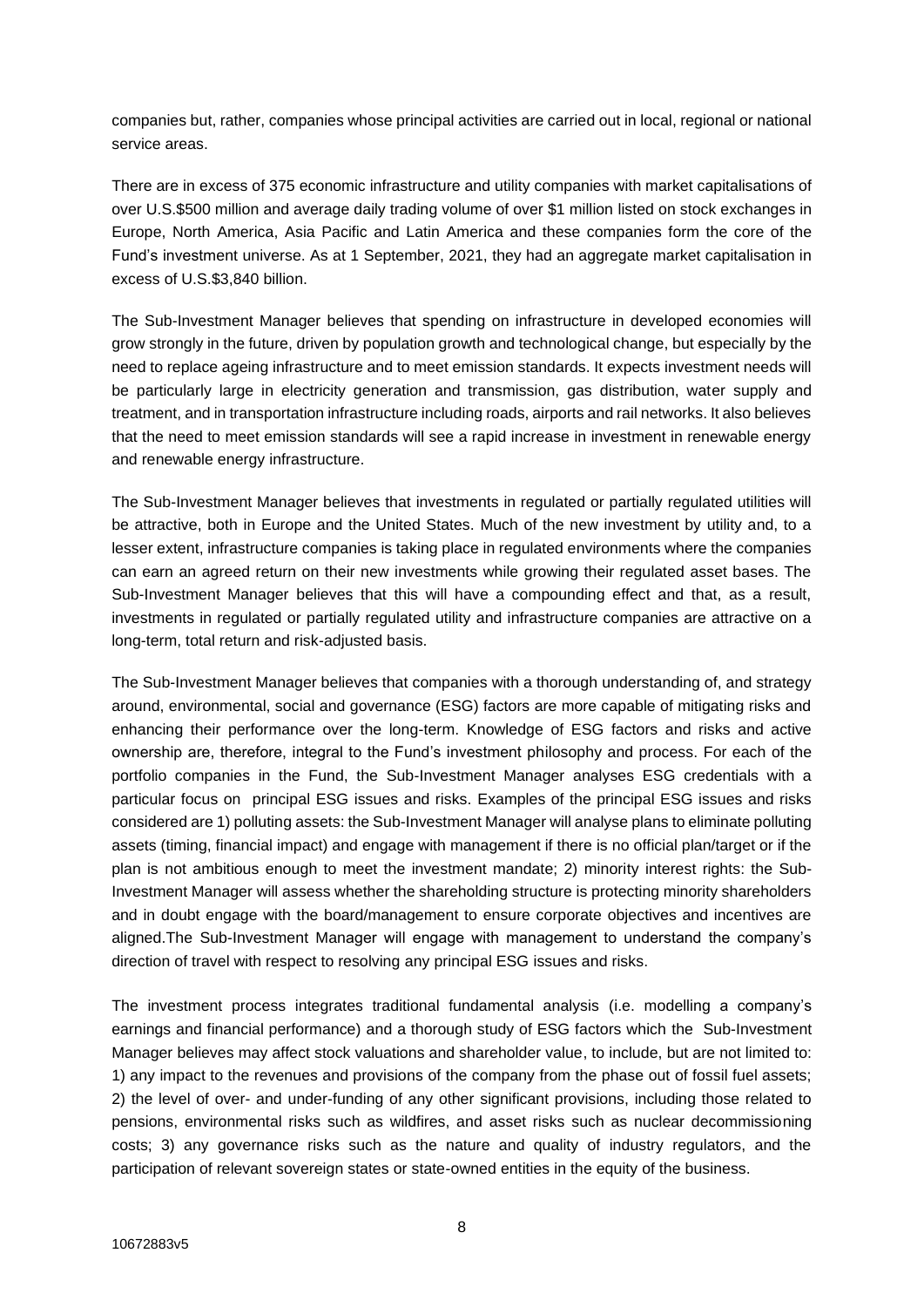companies but, rather, companies whose principal activities are carried out in local, regional or national service areas.

There are in excess of 375 economic infrastructure and utility companies with market capitalisations of over U.S.$500 million and average daily trading volume of over $1 million listed on stock exchanges in Europe, North America, Asia Pacific and Latin America and these companies form the core of the Fund's investment universe. As at 1 September, 2021, they had an aggregate market capitalisation in excess of U.S.$3,840 billion.

The Sub-Investment Manager believes that spending on infrastructure in developed economies will grow strongly in the future, driven by population growth and technological change, but especially by the need to replace ageing infrastructure and to meet emission standards. It expects investment needs will be particularly large in electricity generation and transmission, gas distribution, water supply and treatment, and in transportation infrastructure including roads, airports and rail networks. It also believes that the need to meet emission standards will see a rapid increase in investment in renewable energy and renewable energy infrastructure.

The Sub-Investment Manager believes that investments in regulated or partially regulated utilities will be attractive, both in Europe and the United States. Much of the new investment by utility and, to a lesser extent, infrastructure companies is taking place in regulated environments where the companies can earn an agreed return on their new investments while growing their regulated asset bases. The Sub-Investment Manager believes that this will have a compounding effect and that, as a result, investments in regulated or partially regulated utility and infrastructure companies are attractive on a long-term, total return and risk-adjusted basis.

The Sub-Investment Manager believes that companies with a thorough understanding of, and strategy around, environmental, social and governance (ESG) factors are more capable of mitigating risks and enhancing their performance over the long-term. Knowledge of ESG factors and risks and active ownership are, therefore, integral to the Fund's investment philosophy and process. For each of the portfolio companies in the Fund, the Sub-Investment Manager analyses ESG credentials with a particular focus on principal ESG issues and risks. Examples of the principal ESG issues and risks considered are 1) polluting assets: the Sub-Investment Manager will analyse plans to eliminate polluting assets (timing, financial impact) and engage with management if there is no official plan/target or if the plan is not ambitious enough to meet the investment mandate; 2) minority interest rights: the Sub-Investment Manager will assess whether the shareholding structure is protecting minority shareholders and in doubt engage with the board/management to ensure corporate objectives and incentives are aligned.The Sub-Investment Manager will engage with management to understand the company's direction of travel with respect to resolving any principal ESG issues and risks.

The investment process integrates traditional fundamental analysis (i.e. modelling a company's earnings and financial performance) and a thorough study of ESG factors which the Sub-Investment Manager believes may affect stock valuations and shareholder value, to include, but are not limited to: 1) any impact to the revenues and provisions of the company from the phase out of fossil fuel assets; 2) the level of over- and under-funding of any other significant provisions, including those related to pensions, environmental risks such as wildfires, and asset risks such as nuclear decommissioning costs; 3) any governance risks such as the nature and quality of industry regulators, and the participation of relevant sovereign states or state-owned entities in the equity of the business.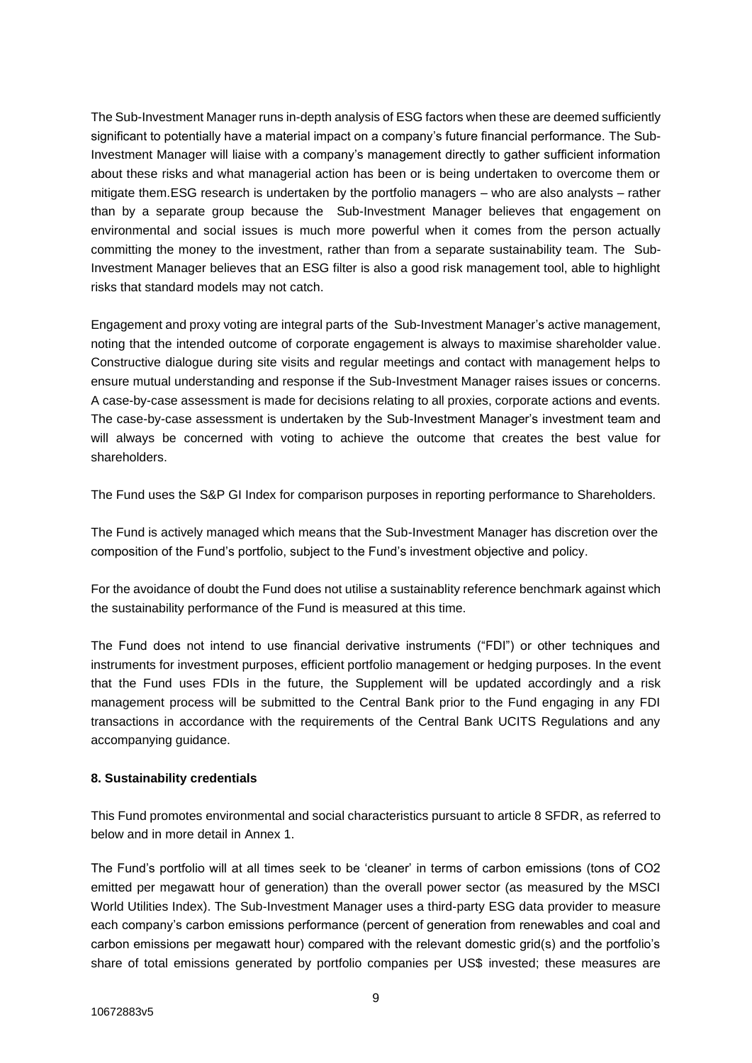The Sub-Investment Manager runs in-depth analysis of ESG factors when these are deemed sufficiently significant to potentially have a material impact on a company's future financial performance. The Sub-Investment Manager will liaise with a company's management directly to gather sufficient information about these risks and what managerial action has been or is being undertaken to overcome them or mitigate them.ESG research is undertaken by the portfolio managers – who are also analysts – rather than by a separate group because the Sub-Investment Manager believes that engagement on environmental and social issues is much more powerful when it comes from the person actually committing the money to the investment, rather than from a separate sustainability team. The Sub-Investment Manager believes that an ESG filter is also a good risk management tool, able to highlight risks that standard models may not catch.

Engagement and proxy voting are integral parts of the Sub-Investment Manager's active management, noting that the intended outcome of corporate engagement is always to maximise shareholder value. Constructive dialogue during site visits and regular meetings and contact with management helps to ensure mutual understanding and response if the Sub-Investment Manager raises issues or concerns. A case-by-case assessment is made for decisions relating to all proxies, corporate actions and events. The case-by-case assessment is undertaken by the Sub-Investment Manager's investment team and will always be concerned with voting to achieve the outcome that creates the best value for shareholders.

The Fund uses the S&P GI Index for comparison purposes in reporting performance to Shareholders.

The Fund is actively managed which means that the Sub-Investment Manager has discretion over the composition of the Fund's portfolio, subject to the Fund's investment objective and policy.

For the avoidance of doubt the Fund does not utilise a sustainablity reference benchmark against which the sustainability performance of the Fund is measured at this time.

The Fund does not intend to use financial derivative instruments ("FDI") or other techniques and instruments for investment purposes, efficient portfolio management or hedging purposes. In the event that the Fund uses FDIs in the future, the Supplement will be updated accordingly and a risk management process will be submitted to the Central Bank prior to the Fund engaging in any FDI transactions in accordance with the requirements of the Central Bank UCITS Regulations and any accompanying guidance.

**8. Sustainability credentials**

This Fund promotes environmental and social characteristics pursuant to article 8 SFDR, as referred to below and in more detail in Annex 1.

The Fund's portfolio will at all times seek to be 'cleaner' in terms of carbon emissions (tons of $CO_2$ emitted per megawatt hour of generation) than the overall power sector (as measured by the MSCI World Utilities Index). The Sub-Investment Manager uses a third-party ESG data provider to measure each company's carbon emissions performance (percent of generation from renewables and coal and carbon emissions per megawatt hour) compared with the relevant domestic grid(s) and the portfolio's share of total emissions generated by portfolio companies per US$ invested; these measures are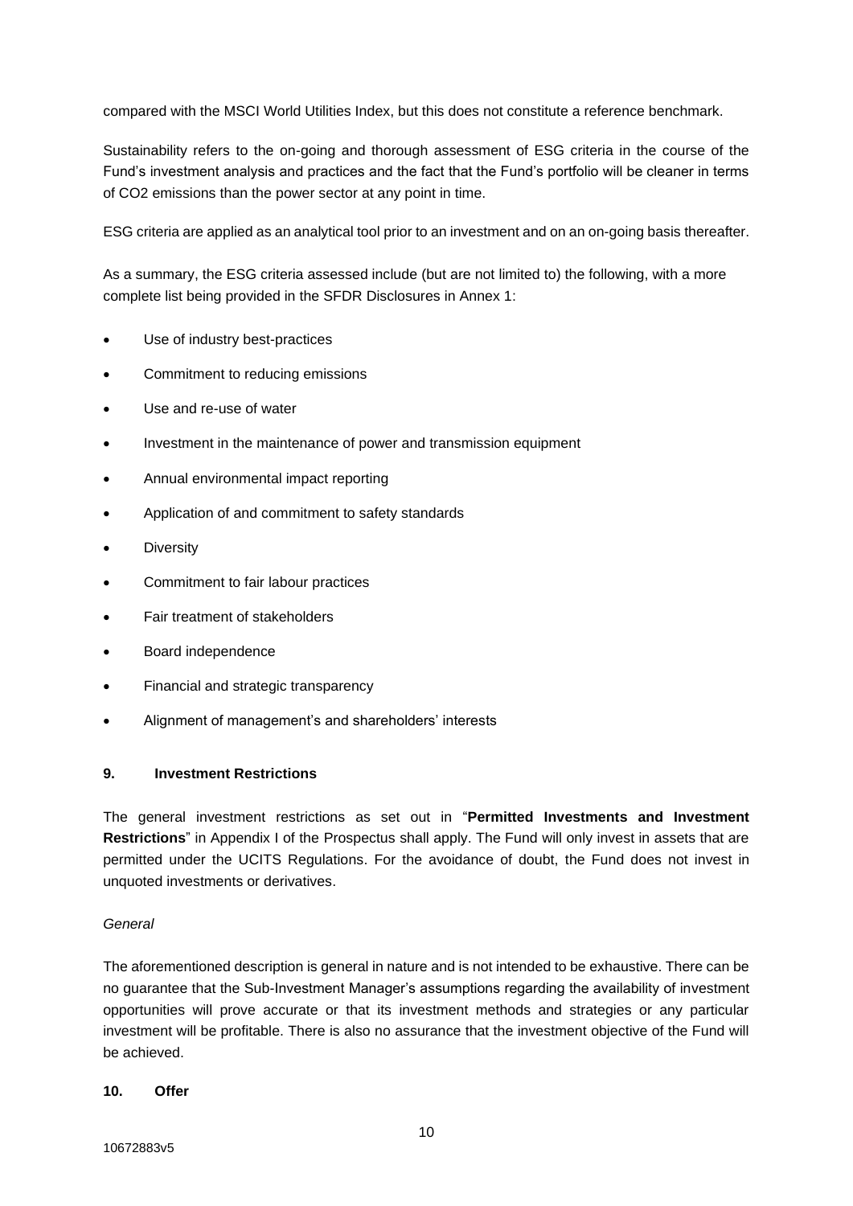compared with the MSCI World Utilities Index, but this does not constitute a reference benchmark.

Sustainability refers to the on-going and thorough assessment of ESG criteria in the course of the Fund's investment analysis and practices and the fact that the Fund's portfolio will be cleaner in terms of $CO_2$ emissions than the power sector at any point in time.

ESG criteria are applied as an analytical tool prior to an investment and on an on-going basis thereafter.

As a summary, the ESG criteria assessed include (but are not limited to) the following, with a more complete list being provided in the SFDR Disclosures in Annex 1:

- Use of industry best-practices
- Commitment to reducing emissions
- Use and re-use of water
- Investment in the maintenance of power and transmission equipment
- Annual environmental impact reporting
- Application of and commitment to safety standards
- Diversity
- Commitment to fair labour practices
- Fair treatment of stakeholders
- Board independence
- Financial and strategic transparency
- Alignment of management's and shareholders' interests

## 9. Investment Restrictions

The general investment restrictions as set out in "**Permitted Investments and Investment Restrictions**" in Appendix I of the Prospectus shall apply. The Fund will only invest in assets that are permitted under the UCITS Regulations. For the avoidance of doubt, the Fund does not invest in unquoted investments or derivatives.

*General*

The aforementioned description is general in nature and is not intended to be exhaustive. There can be no guarantee that the Sub-Investment Manager's assumptions regarding the availability of investment opportunities will prove accurate or that its investment methods and strategies or any particular investment will be profitable. There is also no assurance that the investment objective of the Fund will be achieved.

## 10. Offer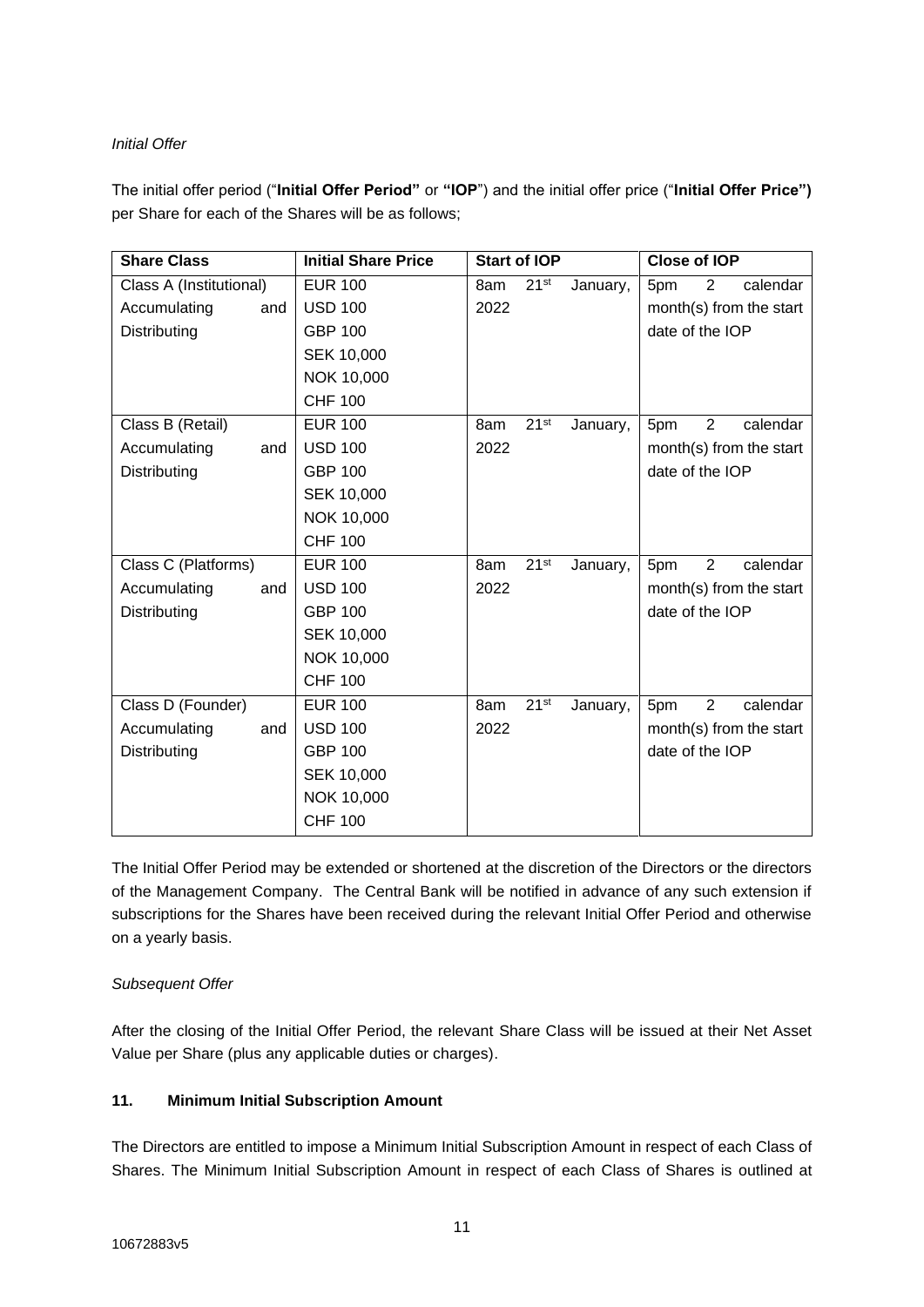*Initial Offer*

The initial offer period ("**Initial Offer Period"** or **"IOP**") and the initial offer price ("**Initial Offer Price")** per Share for each of the Shares will be as follows;

| Share Class | Initial Share Price | Start of IOP | Close of IOP |
|---|---|---|---|
| Class A (Institutional) Accumulating and Distributing | EUR 100<br>USD 100<br>GBP 100<br>SEK 10,000<br>NOK 10,000<br>CHF 100 | 8am 21st January, 2022 | 5pm 2 calendar month(s) from the start date of the IOP |
| Class B (Retail) Accumulating and Distributing | EUR 100<br>USD 100<br>GBP 100<br>SEK 10,000<br>NOK 10,000<br>CHF 100 | 8am 21st January, 2022 | 5pm 2 calendar month(s) from the start date of the IOP |
| Class C (Platforms) Accumulating and Distributing | EUR 100<br>USD 100<br>GBP 100<br>SEK 10,000<br>NOK 10,000<br>CHF 100 | 8am 21st January, 2022 | 5pm 2 calendar month(s) from the start date of the IOP |
| Class D (Founder) Accumulating and Distributing | EUR 100<br>USD 100<br>GBP 100<br>SEK 10,000<br>NOK 10,000<br>CHF 100 | 8am 21st January, 2022 | 5pm 2 calendar month(s) from the start date of the IOP |

The Initial Offer Period may be extended or shortened at the discretion of the Directors or the directors of the Management Company. The Central Bank will be notified in advance of any such extension if subscriptions for the Shares have been received during the relevant Initial Offer Period and otherwise on a yearly basis.

*Subsequent Offer*

After the closing of the Initial Offer Period, the relevant Share Class will be issued at their Net Asset Value per Share (plus any applicable duties or charges).

### 11. Minimum Initial Subscription Amount

The Directors are entitled to impose a Minimum Initial Subscription Amount in respect of each Class of Shares. The Minimum Initial Subscription Amount in respect of each Class of Shares is outlined at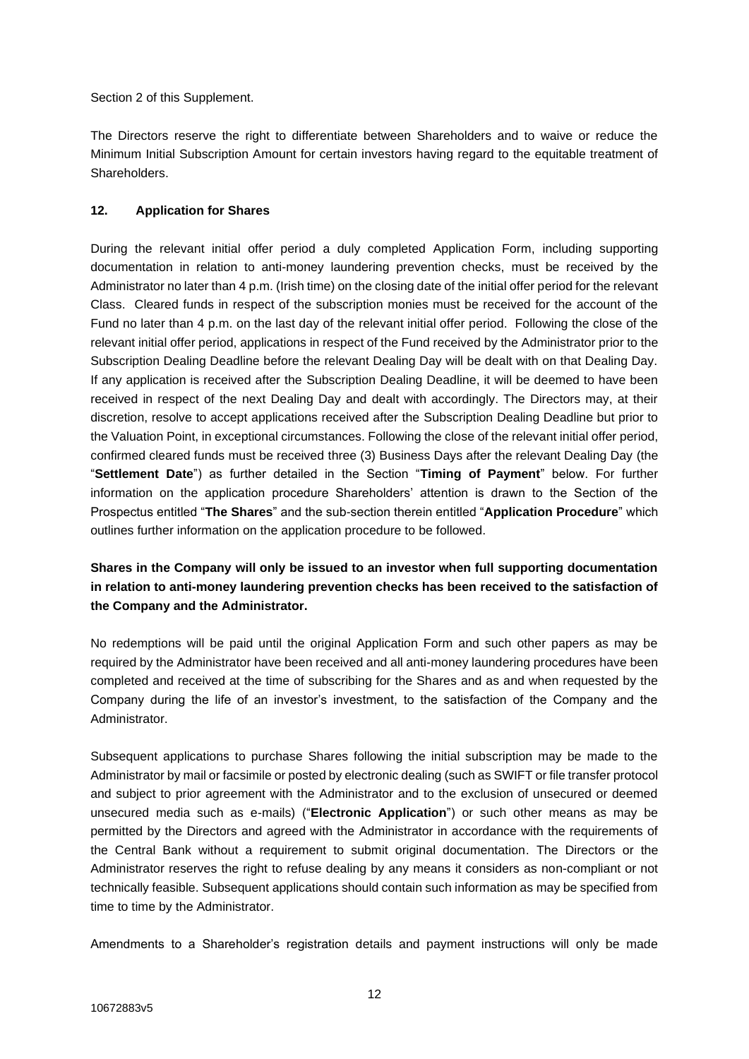Section 2 of this Supplement.

The Directors reserve the right to differentiate between Shareholders and to waive or reduce the Minimum Initial Subscription Amount for certain investors having regard to the equitable treatment of Shareholders.

## 12. Application for Shares

During the relevant initial offer period a duly completed Application Form, including supporting documentation in relation to anti-money laundering prevention checks, must be received by the Administrator no later than 4 p.m. (Irish time) on the closing date of the initial offer period for the relevant Class. Cleared funds in respect of the subscription monies must be received for the account of the Fund no later than 4 p.m. on the last day of the relevant initial offer period. Following the close of the relevant initial offer period, applications in respect of the Fund received by the Administrator prior to the Subscription Dealing Deadline before the relevant Dealing Day will be dealt with on that Dealing Day. If any application is received after the Subscription Dealing Deadline, it will be deemed to have been received in respect of the next Dealing Day and dealt with accordingly. The Directors may, at their discretion, resolve to accept applications received after the Subscription Dealing Deadline but prior to the Valuation Point, in exceptional circumstances. Following the close of the relevant initial offer period, confirmed cleared funds must be received three (3) Business Days after the relevant Dealing Day (the "**Settlement Date**") as further detailed in the Section "**Timing of Payment**" below. For further information on the application procedure Shareholders' attention is drawn to the Section of the Prospectus entitled "**The Shares**" and the sub-section therein entitled "**Application Procedure**" which outlines further information on the application procedure to be followed.

**Shares in the Company will only be issued to an investor when full supporting documentation in relation to anti-money laundering prevention checks has been received to the satisfaction of the Company and the Administrator.**

No redemptions will be paid until the original Application Form and such other papers as may be required by the Administrator have been received and all anti-money laundering procedures have been completed and received at the time of subscribing for the Shares and as and when requested by the Company during the life of an investor's investment, to the satisfaction of the Company and the Administrator.

Subsequent applications to purchase Shares following the initial subscription may be made to the Administrator by mail or facsimile or posted by electronic dealing (such as SWIFT or file transfer protocol and subject to prior agreement with the Administrator and to the exclusion of unsecured or deemed unsecured media such as e-mails) ("**Electronic Application**") or such other means as may be permitted by the Directors and agreed with the Administrator in accordance with the requirements of the Central Bank without a requirement to submit original documentation. The Directors or the Administrator reserves the right to refuse dealing by any means it considers as non-compliant or not technically feasible. Subsequent applications should contain such information as may be specified from time to time by the Administrator.

Amendments to a Shareholder's registration details and payment instructions will only be made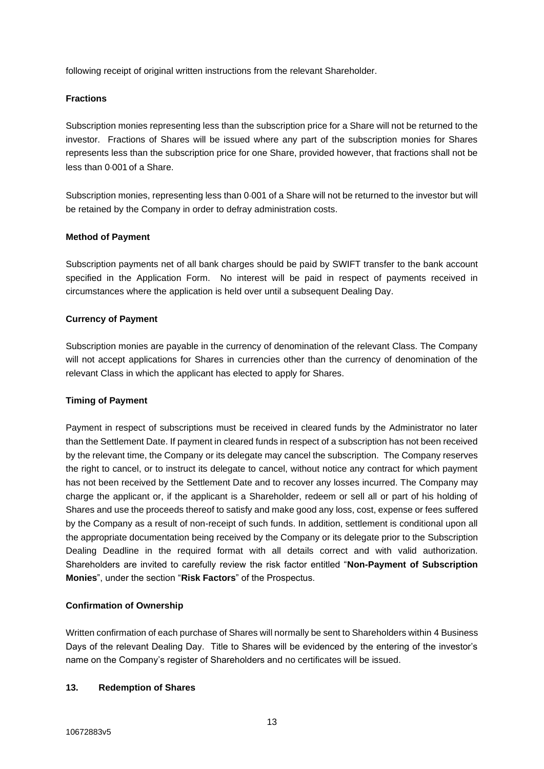following receipt of original written instructions from the relevant Shareholder.

**Fractions**

Subscription monies representing less than the subscription price for a Share will not be returned to the investor. Fractions of Shares will be issued where any part of the subscription monies for Shares represents less than the subscription price for one Share, provided however, that fractions shall not be less than 0·001 of a Share.

Subscription monies, representing less than 0·001 of a Share will not be returned to the investor but will be retained by the Company in order to defray administration costs.

**Method of Payment**

Subscription payments net of all bank charges should be paid by SWIFT transfer to the bank account specified in the Application Form. No interest will be paid in respect of payments received in circumstances where the application is held over until a subsequent Dealing Day.

**Currency of Payment**

Subscription monies are payable in the currency of denomination of the relevant Class. The Company will not accept applications for Shares in currencies other than the currency of denomination of the relevant Class in which the applicant has elected to apply for Shares.

**Timing of Payment**

Payment in respect of subscriptions must be received in cleared funds by the Administrator no later than the Settlement Date. If payment in cleared funds in respect of a subscription has not been received by the relevant time, the Company or its delegate may cancel the subscription. The Company reserves the right to cancel, or to instruct its delegate to cancel, without notice any contract for which payment has not been received by the Settlement Date and to recover any losses incurred. The Company may charge the applicant or, if the applicant is a Shareholder, redeem or sell all or part of his holding of Shares and use the proceeds thereof to satisfy and make good any loss, cost, expense or fees suffered by the Company as a result of non-receipt of such funds. In addition, settlement is conditional upon all the appropriate documentation being received by the Company or its delegate prior to the Subscription Dealing Deadline in the required format with all details correct and with valid authorization. Shareholders are invited to carefully review the risk factor entitled "**Non-Payment of Subscription Monies**", under the section "**Risk Factors**" of the Prospectus.

**Confirmation of Ownership**

Written confirmation of each purchase of Shares will normally be sent to Shareholders within 4 Business Days of the relevant Dealing Day. Title to Shares will be evidenced by the entering of the investor's name on the Company's register of Shareholders and no certificates will be issued.

## 13. Redemption of Shares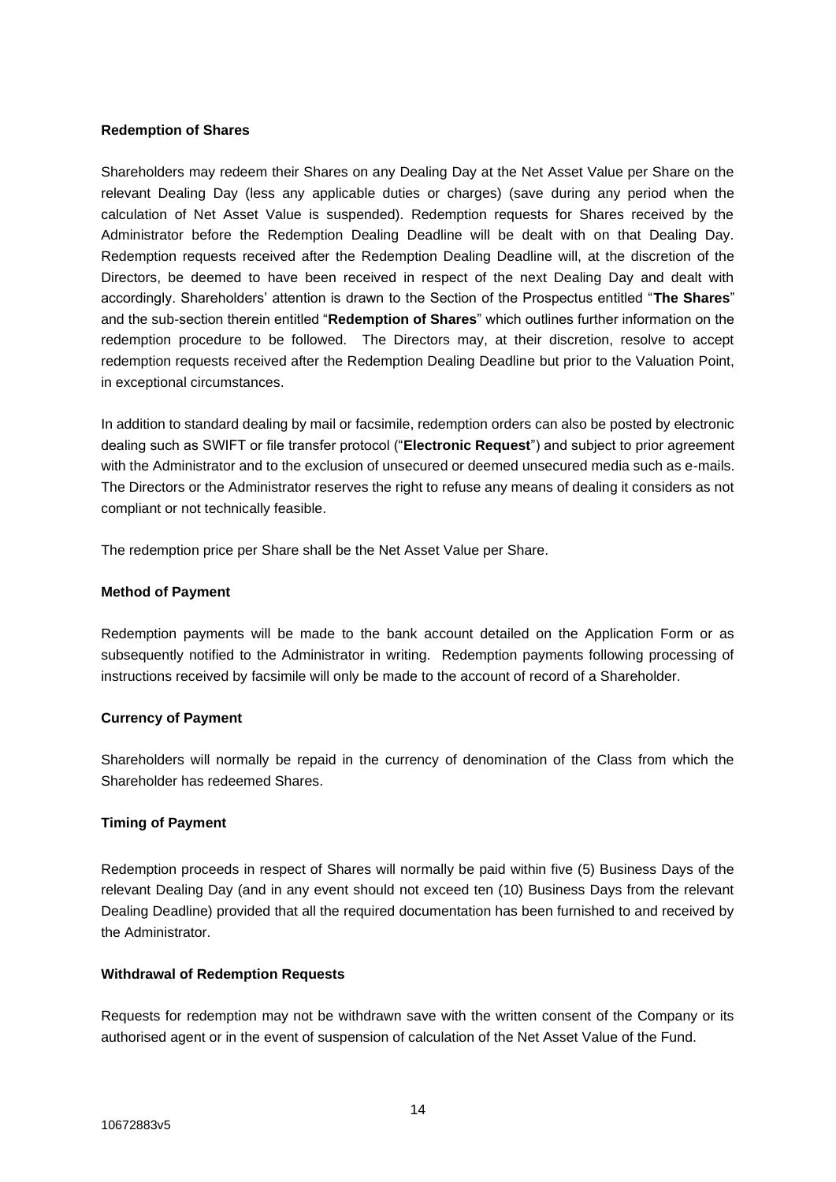**Redemption of Shares**

Shareholders may redeem their Shares on any Dealing Day at the Net Asset Value per Share on the relevant Dealing Day (less any applicable duties or charges) (save during any period when the calculation of Net Asset Value is suspended). Redemption requests for Shares received by the Administrator before the Redemption Dealing Deadline will be dealt with on that Dealing Day. Redemption requests received after the Redemption Dealing Deadline will, at the discretion of the Directors, be deemed to have been received in respect of the next Dealing Day and dealt with accordingly. Shareholders' attention is drawn to the Section of the Prospectus entitled "**The Shares**" and the sub-section therein entitled "**Redemption of Shares**" which outlines further information on the redemption procedure to be followed. The Directors may, at their discretion, resolve to accept redemption requests received after the Redemption Dealing Deadline but prior to the Valuation Point, in exceptional circumstances.

In addition to standard dealing by mail or facsimile, redemption orders can also be posted by electronic dealing such as SWIFT or file transfer protocol ("**Electronic Request**") and subject to prior agreement with the Administrator and to the exclusion of unsecured or deemed unsecured media such as e-mails. The Directors or the Administrator reserves the right to refuse any means of dealing it considers as not compliant or not technically feasible.

The redemption price per Share shall be the Net Asset Value per Share.

**Method of Payment**

Redemption payments will be made to the bank account detailed on the Application Form or as subsequently notified to the Administrator in writing. Redemption payments following processing of instructions received by facsimile will only be made to the account of record of a Shareholder.

**Currency of Payment**

Shareholders will normally be repaid in the currency of denomination of the Class from which the Shareholder has redeemed Shares.

**Timing of Payment**

Redemption proceeds in respect of Shares will normally be paid within five (5) Business Days of the relevant Dealing Day (and in any event should not exceed ten (10) Business Days from the relevant Dealing Deadline) provided that all the required documentation has been furnished to and received by the Administrator.

**Withdrawal of Redemption Requests**

Requests for redemption may not be withdrawn save with the written consent of the Company or its authorised agent or in the event of suspension of calculation of the Net Asset Value of the Fund.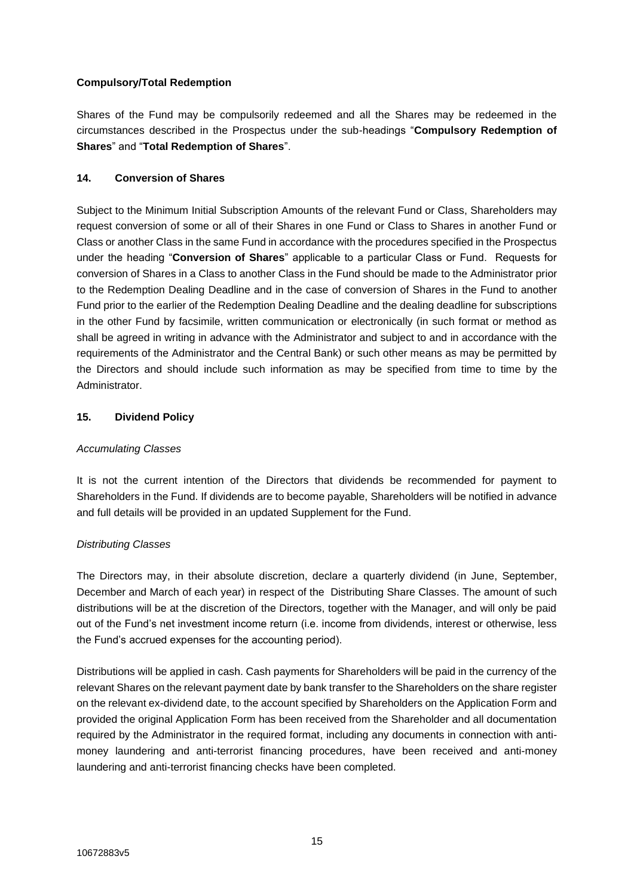**Compulsory/Total Redemption**

Shares of the Fund may be compulsorily redeemed and all the Shares may be redeemed in the circumstances described in the Prospectus under the sub-headings "**Compulsory Redemption of Shares**" and "**Total Redemption of Shares**".

## 14. Conversion of Shares

Subject to the Minimum Initial Subscription Amounts of the relevant Fund or Class, Shareholders may request conversion of some or all of their Shares in one Fund or Class to Shares in another Fund or Class or another Class in the same Fund in accordance with the procedures specified in the Prospectus under the heading "**Conversion of Shares**" applicable to a particular Class or Fund. Requests for conversion of Shares in a Class to another Class in the Fund should be made to the Administrator prior to the Redemption Dealing Deadline and in the case of conversion of Shares in the Fund to another Fund prior to the earlier of the Redemption Dealing Deadline and the dealing deadline for subscriptions in the other Fund by facsimile, written communication or electronically (in such format or method as shall be agreed in writing in advance with the Administrator and subject to and in accordance with the requirements of the Administrator and the Central Bank) or such other means as may be permitted by the Directors and should include such information as may be specified from time to time by the Administrator.

## 15. Dividend Policy

*Accumulating Classes*

It is not the current intention of the Directors that dividends be recommended for payment to Shareholders in the Fund. If dividends are to become payable, Shareholders will be notified in advance and full details will be provided in an updated Supplement for the Fund.

*Distributing Classes*

The Directors may, in their absolute discretion, declare a quarterly dividend (in June, September, December and March of each year) in respect of the Distributing Share Classes. The amount of such distributions will be at the discretion of the Directors, together with the Manager, and will only be paid out of the Fund's net investment income return (i.e. income from dividends, interest or otherwise, less the Fund's accrued expenses for the accounting period).

Distributions will be applied in cash. Cash payments for Shareholders will be paid in the currency of the relevant Shares on the relevant payment date by bank transfer to the Shareholders on the share register on the relevant ex-dividend date, to the account specified by Shareholders on the Application Form and provided the original Application Form has been received from the Shareholder and all documentation required by the Administrator in the required format, including any documents in connection with anti-money laundering and anti-terrorist financing procedures, have been received and anti-money laundering and anti-terrorist financing checks have been completed.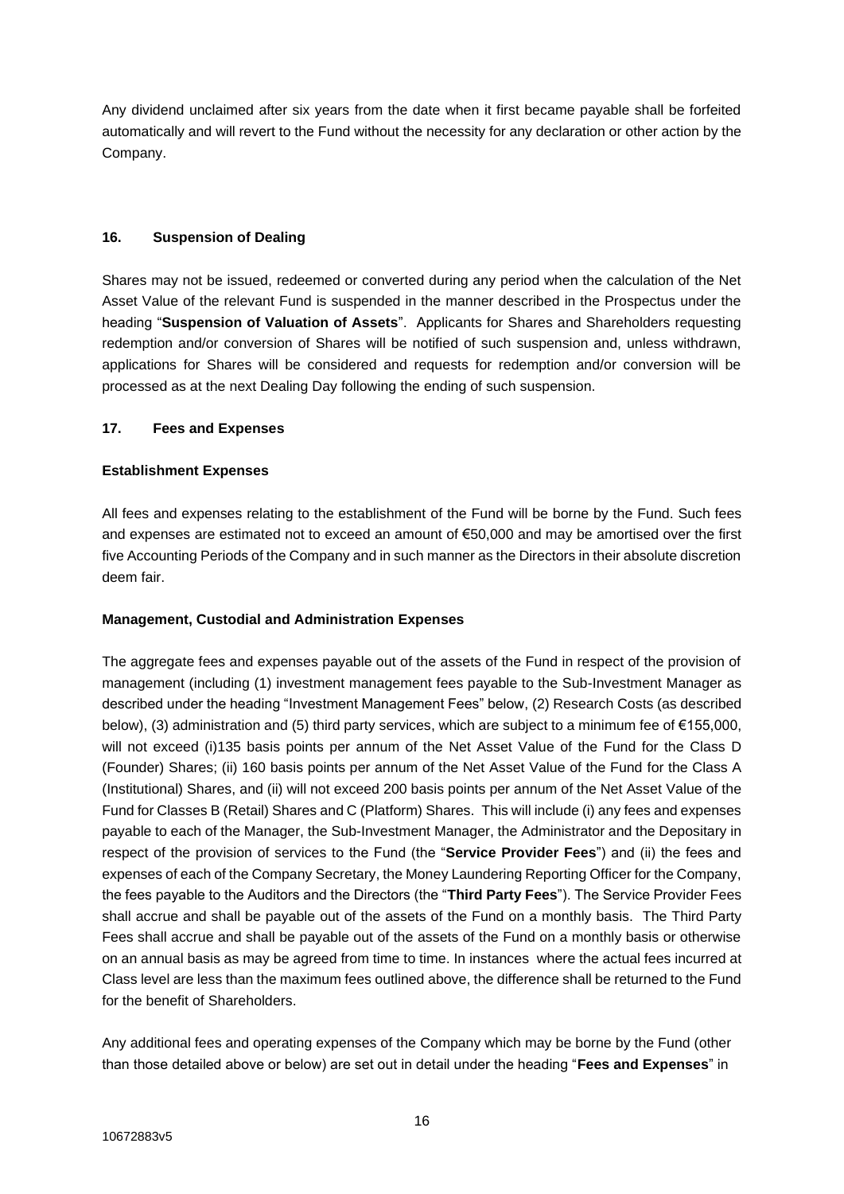Any dividend unclaimed after six years from the date when it first became payable shall be forfeited automatically and will revert to the Fund without the necessity for any declaration or other action by the Company.

### 16. Suspension of Dealing

Shares may not be issued, redeemed or converted during any period when the calculation of the Net Asset Value of the relevant Fund is suspended in the manner described in the Prospectus under the heading "**Suspension of Valuation of Assets**". Applicants for Shares and Shareholders requesting redemption and/or conversion of Shares will be notified of such suspension and, unless withdrawn, applications for Shares will be considered and requests for redemption and/or conversion will be processed as at the next Dealing Day following the ending of such suspension.

### 17. Fees and Expenses

**Establishment Expenses**

All fees and expenses relating to the establishment of the Fund will be borne by the Fund. Such fees and expenses are estimated not to exceed an amount of €50,000 and may be amortised over the first five Accounting Periods of the Company and in such manner as the Directors in their absolute discretion deem fair.

**Management, Custodial and Administration Expenses**

The aggregate fees and expenses payable out of the assets of the Fund in respect of the provision of management (including (1) investment management fees payable to the Sub-Investment Manager as described under the heading "Investment Management Fees" below, (2) Research Costs (as described below), (3) administration and (5) third party services, which are subject to a minimum fee of €155,000, will not exceed (i)135 basis points per annum of the Net Asset Value of the Fund for the Class D (Founder) Shares; (ii) 160 basis points per annum of the Net Asset Value of the Fund for the Class A (Institutional) Shares, and (ii) will not exceed 200 basis points per annum of the Net Asset Value of the Fund for Classes B (Retail) Shares and C (Platform) Shares. This will include (i) any fees and expenses payable to each of the Manager, the Sub-Investment Manager, the Administrator and the Depositary in respect of the provision of services to the Fund (the "**Service Provider Fees**") and (ii) the fees and expenses of each of the Company Secretary, the Money Laundering Reporting Officer for the Company, the fees payable to the Auditors and the Directors (the "**Third Party Fees**"). The Service Provider Fees shall accrue and shall be payable out of the assets of the Fund on a monthly basis. The Third Party Fees shall accrue and shall be payable out of the assets of the Fund on a monthly basis or otherwise on an annual basis as may be agreed from time to time. In instances where the actual fees incurred at Class level are less than the maximum fees outlined above, the difference shall be returned to the Fund for the benefit of Shareholders.

Any additional fees and operating expenses of the Company which may be borne by the Fund (other than those detailed above or below) are set out in detail under the heading "**Fees and Expenses**" in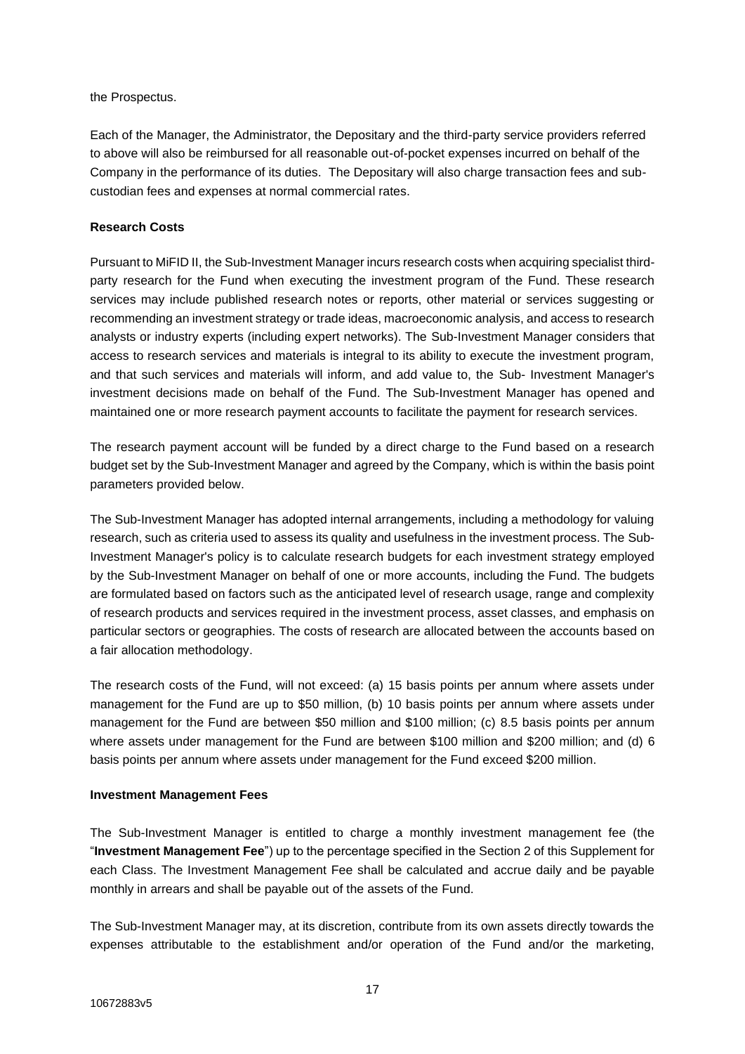the Prospectus.

Each of the Manager, the Administrator, the Depositary and the third-party service providers referred to above will also be reimbursed for all reasonable out-of-pocket expenses incurred on behalf of the Company in the performance of its duties. The Depositary will also charge transaction fees and sub-custodian fees and expenses at normal commercial rates.

**Research Costs**

Pursuant to MiFID II, the Sub-Investment Manager incurs research costs when acquiring specialist third-party research for the Fund when executing the investment program of the Fund. These research services may include published research notes or reports, other material or services suggesting or recommending an investment strategy or trade ideas, macroeconomic analysis, and access to research analysts or industry experts (including expert networks). The Sub-Investment Manager considers that access to research services and materials is integral to its ability to execute the investment program, and that such services and materials will inform, and add value to, the Sub- Investment Manager's investment decisions made on behalf of the Fund. The Sub-Investment Manager has opened and maintained one or more research payment accounts to facilitate the payment for research services.

The research payment account will be funded by a direct charge to the Fund based on a research budget set by the Sub-Investment Manager and agreed by the Company, which is within the basis point parameters provided below.

The Sub-Investment Manager has adopted internal arrangements, including a methodology for valuing research, such as criteria used to assess its quality and usefulness in the investment process. The Sub-Investment Manager's policy is to calculate research budgets for each investment strategy employed by the Sub-Investment Manager on behalf of one or more accounts, including the Fund. The budgets are formulated based on factors such as the anticipated level of research usage, range and complexity of research products and services required in the investment process, asset classes, and emphasis on particular sectors or geographies. The costs of research are allocated between the accounts based on a fair allocation methodology.

The research costs of the Fund, will not exceed: (a) 15 basis points per annum where assets under management for the Fund are up to $50 million, (b) 10 basis points per annum where assets under management for the Fund are between $50 million and $100 million; (c) 8.5 basis points per annum where assets under management for the Fund are between $100 million and $200 million; and (d) 6 basis points per annum where assets under management for the Fund exceed $200 million.

**Investment Management Fees**

The Sub-Investment Manager is entitled to charge a monthly investment management fee (the "**Investment Management Fee**") up to the percentage specified in the Section 2 of this Supplement for each Class. The Investment Management Fee shall be calculated and accrue daily and be payable monthly in arrears and shall be payable out of the assets of the Fund.

The Sub-Investment Manager may, at its discretion, contribute from its own assets directly towards the expenses attributable to the establishment and/or operation of the Fund and/or the marketing,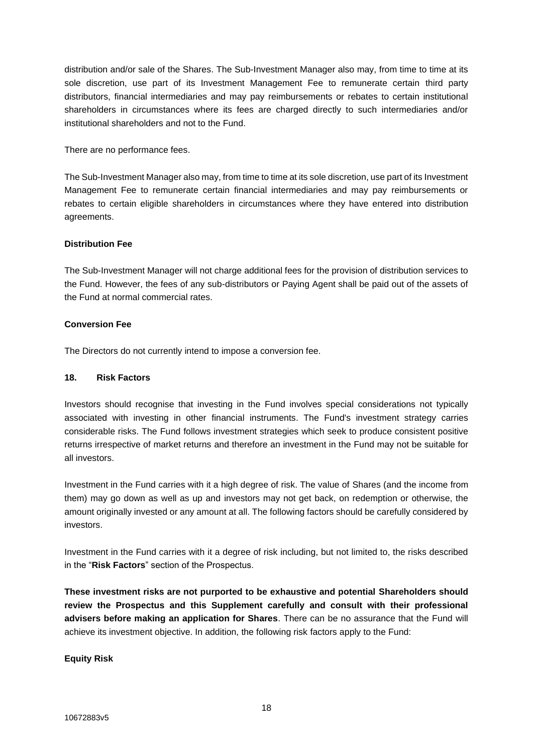distribution and/or sale of the Shares. The Sub-Investment Manager also may, from time to time at its sole discretion, use part of its Investment Management Fee to remunerate certain third party distributors, financial intermediaries and may pay reimbursements or rebates to certain institutional shareholders in circumstances where its fees are charged directly to such intermediaries and/or institutional shareholders and not to the Fund.

There are no performance fees.

The Sub-Investment Manager also may, from time to time at its sole discretion, use part of its Investment Management Fee to remunerate certain financial intermediaries and may pay reimbursements or rebates to certain eligible shareholders in circumstances where they have entered into distribution agreements.

**Distribution Fee**

The Sub-Investment Manager will not charge additional fees for the provision of distribution services to the Fund. However, the fees of any sub-distributors or Paying Agent shall be paid out of the assets of the Fund at normal commercial rates.

**Conversion Fee**

The Directors do not currently intend to impose a conversion fee.

## 18. Risk Factors

Investors should recognise that investing in the Fund involves special considerations not typically associated with investing in other financial instruments. The Fund's investment strategy carries considerable risks. The Fund follows investment strategies which seek to produce consistent positive returns irrespective of market returns and therefore an investment in the Fund may not be suitable for all investors.

Investment in the Fund carries with it a high degree of risk. The value of Shares (and the income from them) may go down as well as up and investors may not get back, on redemption or otherwise, the amount originally invested or any amount at all. The following factors should be carefully considered by investors.

Investment in the Fund carries with it a degree of risk including, but not limited to, the risks described in the "**Risk Factors**" section of the Prospectus.

**These investment risks are not purported to be exhaustive and potential Shareholders should review the Prospectus and this Supplement carefully and consult with their professional advisers before making an application for Shares**. There can be no assurance that the Fund will achieve its investment objective. In addition, the following risk factors apply to the Fund:

**Equity Risk**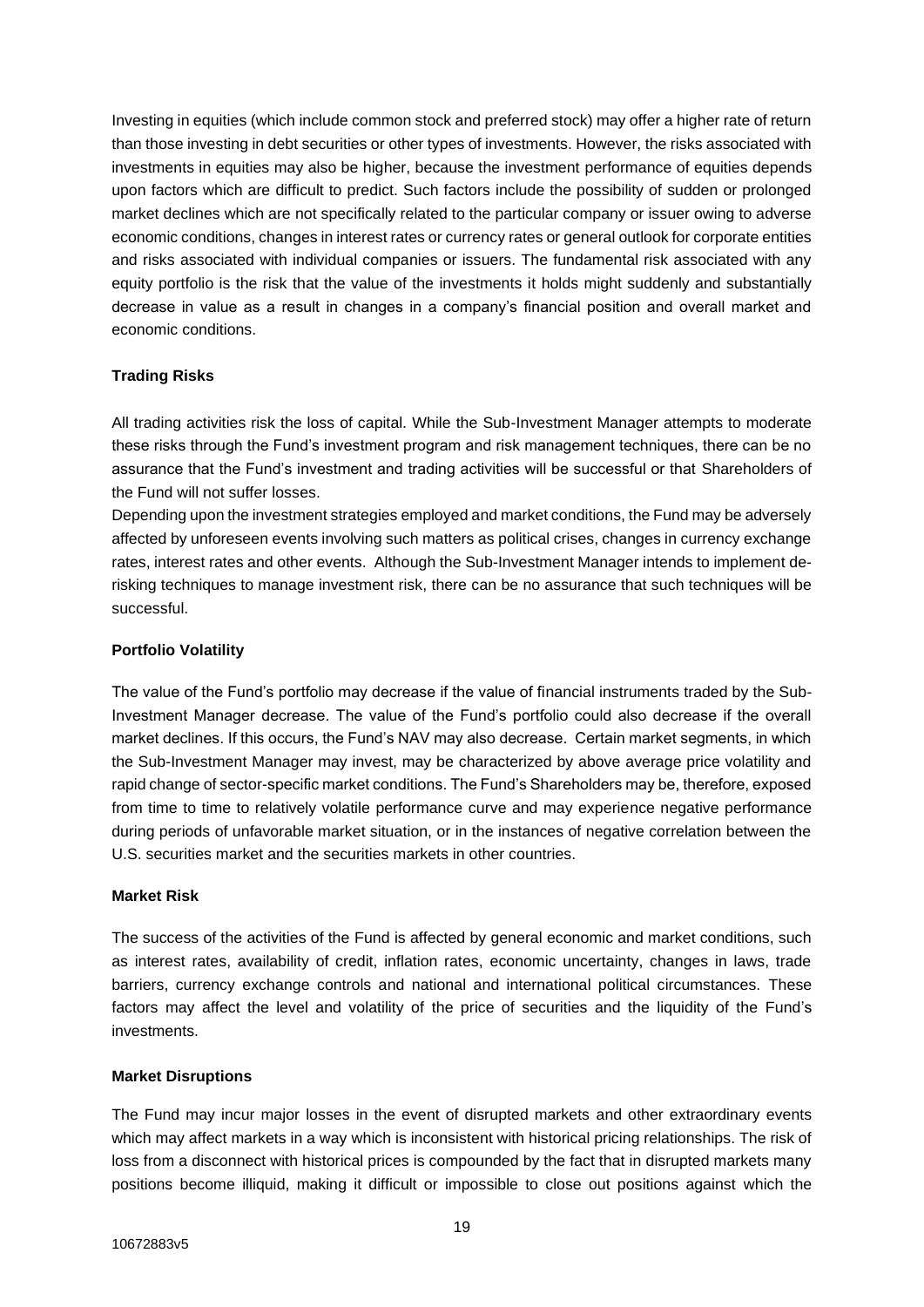Investing in equities (which include common stock and preferred stock) may offer a higher rate of return than those investing in debt securities or other types of investments. However, the risks associated with investments in equities may also be higher, because the investment performance of equities depends upon factors which are difficult to predict. Such factors include the possibility of sudden or prolonged market declines which are not specifically related to the particular company or issuer owing to adverse economic conditions, changes in interest rates or currency rates or general outlook for corporate entities and risks associated with individual companies or issuers. The fundamental risk associated with any equity portfolio is the risk that the value of the investments it holds might suddenly and substantially decrease in value as a result in changes in a company's financial position and overall market and economic conditions.

**Trading Risks**

All trading activities risk the loss of capital. While the Sub-Investment Manager attempts to moderate these risks through the Fund's investment program and risk management techniques, there can be no assurance that the Fund's investment and trading activities will be successful or that Shareholders of the Fund will not suffer losses.

Depending upon the investment strategies employed and market conditions, the Fund may be adversely affected by unforeseen events involving such matters as political crises, changes in currency exchange rates, interest rates and other events. Although the Sub-Investment Manager intends to implement de-risking techniques to manage investment risk, there can be no assurance that such techniques will be successful.

**Portfolio Volatility**

The value of the Fund's portfolio may decrease if the value of financial instruments traded by the Sub-Investment Manager decrease. The value of the Fund's portfolio could also decrease if the overall market declines. If this occurs, the Fund's NAV may also decrease. Certain market segments, in which the Sub-Investment Manager may invest, may be characterized by above average price volatility and rapid change of sector-specific market conditions. The Fund's Shareholders may be, therefore, exposed from time to time to relatively volatile performance curve and may experience negative performance during periods of unfavorable market situation, or in the instances of negative correlation between the U.S. securities market and the securities markets in other countries.

**Market Risk**

The success of the activities of the Fund is affected by general economic and market conditions, such as interest rates, availability of credit, inflation rates, economic uncertainty, changes in laws, trade barriers, currency exchange controls and national and international political circumstances. These factors may affect the level and volatility of the price of securities and the liquidity of the Fund's investments.

**Market Disruptions**

The Fund may incur major losses in the event of disrupted markets and other extraordinary events which may affect markets in a way which is inconsistent with historical pricing relationships. The risk of loss from a disconnect with historical prices is compounded by the fact that in disrupted markets many positions become illiquid, making it difficult or impossible to close out positions against which the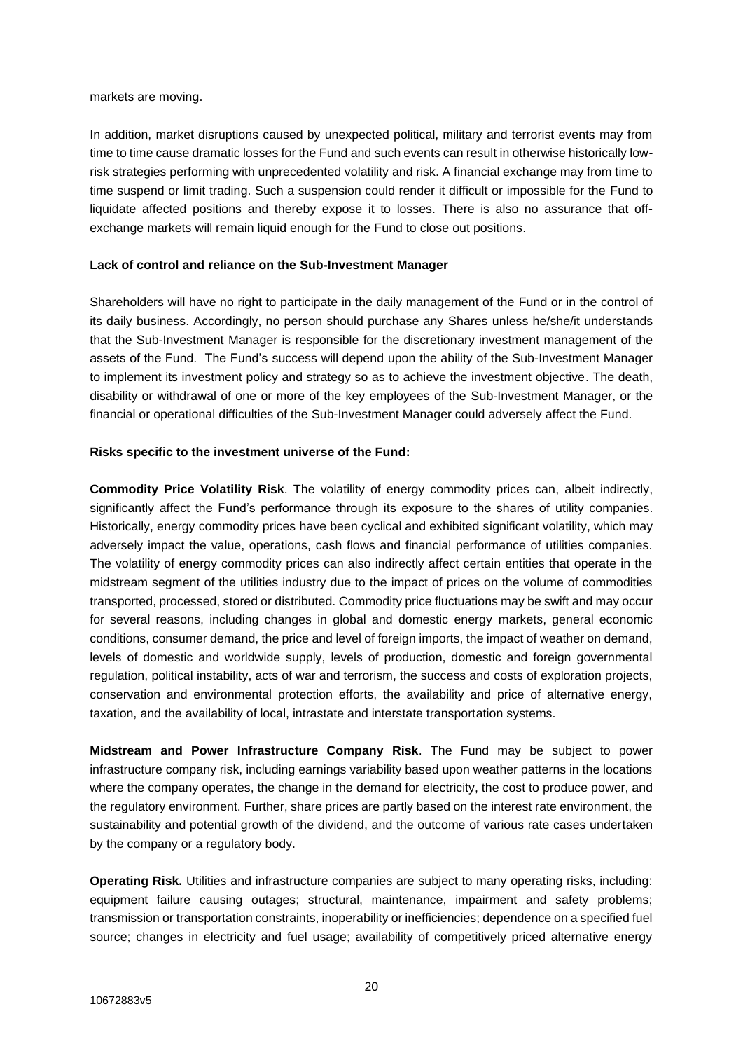markets are moving.

In addition, market disruptions caused by unexpected political, military and terrorist events may from time to time cause dramatic losses for the Fund and such events can result in otherwise historically low-risk strategies performing with unprecedented volatility and risk. A financial exchange may from time to time suspend or limit trading. Such a suspension could render it difficult or impossible for the Fund to liquidate affected positions and thereby expose it to losses. There is also no assurance that off-exchange markets will remain liquid enough for the Fund to close out positions.

**Lack of control and reliance on the Sub-Investment Manager**

Shareholders will have no right to participate in the daily management of the Fund or in the control of its daily business. Accordingly, no person should purchase any Shares unless he/she/it understands that the Sub-Investment Manager is responsible for the discretionary investment management of the assets of the Fund. The Fund's success will depend upon the ability of the Sub-Investment Manager to implement its investment policy and strategy so as to achieve the investment objective. The death, disability or withdrawal of one or more of the key employees of the Sub-Investment Manager, or the financial or operational difficulties of the Sub-Investment Manager could adversely affect the Fund.

**Risks specific to the investment universe of the Fund:**

**Commodity Price Volatility Risk**. The volatility of energy commodity prices can, albeit indirectly, significantly affect the Fund's performance through its exposure to the shares of utility companies. Historically, energy commodity prices have been cyclical and exhibited significant volatility, which may adversely impact the value, operations, cash flows and financial performance of utilities companies. The volatility of energy commodity prices can also indirectly affect certain entities that operate in the midstream segment of the utilities industry due to the impact of prices on the volume of commodities transported, processed, stored or distributed. Commodity price fluctuations may be swift and may occur for several reasons, including changes in global and domestic energy markets, general economic conditions, consumer demand, the price and level of foreign imports, the impact of weather on demand, levels of domestic and worldwide supply, levels of production, domestic and foreign governmental regulation, political instability, acts of war and terrorism, the success and costs of exploration projects, conservation and environmental protection efforts, the availability and price of alternative energy, taxation, and the availability of local, intrastate and interstate transportation systems.

**Midstream and Power Infrastructure Company Risk**. The Fund may be subject to power infrastructure company risk, including earnings variability based upon weather patterns in the locations where the company operates, the change in the demand for electricity, the cost to produce power, and the regulatory environment. Further, share prices are partly based on the interest rate environment, the sustainability and potential growth of the dividend, and the outcome of various rate cases undertaken by the company or a regulatory body.

**Operating Risk.** Utilities and infrastructure companies are subject to many operating risks, including: equipment failure causing outages; structural, maintenance, impairment and safety problems; transmission or transportation constraints, inoperability or inefficiencies; dependence on a specified fuel source; changes in electricity and fuel usage; availability of competitively priced alternative energy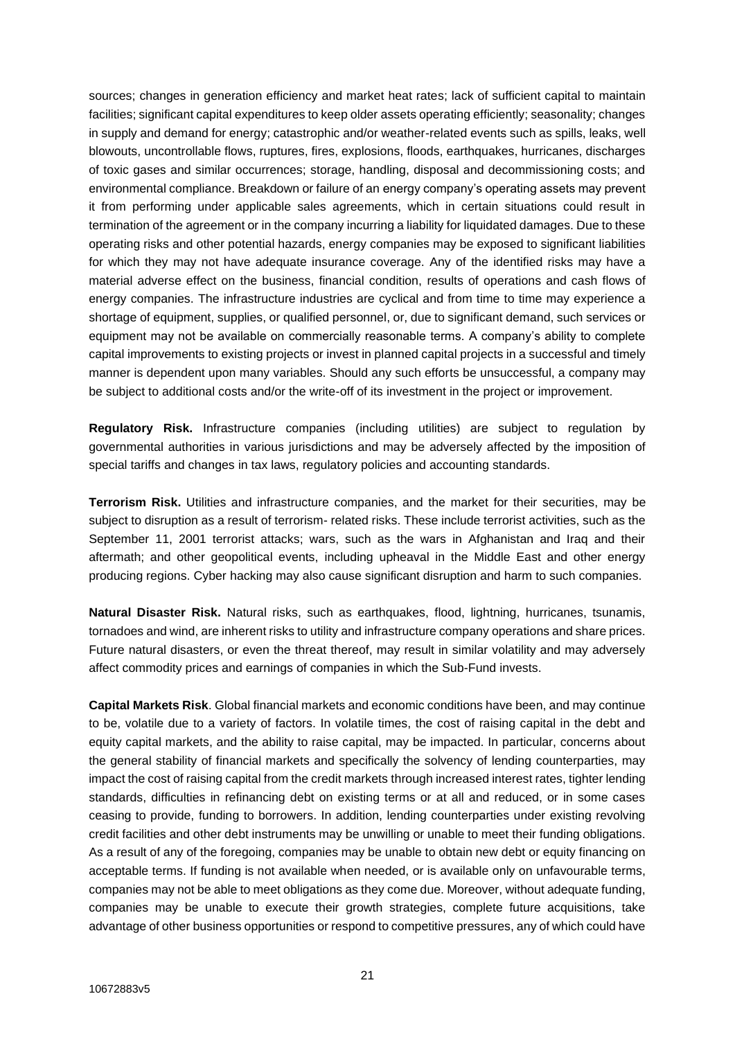sources; changes in generation efficiency and market heat rates; lack of sufficient capital to maintain facilities; significant capital expenditures to keep older assets operating efficiently; seasonality; changes in supply and demand for energy; catastrophic and/or weather-related events such as spills, leaks, well blowouts, uncontrollable flows, ruptures, fires, explosions, floods, earthquakes, hurricanes, discharges of toxic gases and similar occurrences; storage, handling, disposal and decommissioning costs; and environmental compliance. Breakdown or failure of an energy company's operating assets may prevent it from performing under applicable sales agreements, which in certain situations could result in termination of the agreement or in the company incurring a liability for liquidated damages. Due to these operating risks and other potential hazards, energy companies may be exposed to significant liabilities for which they may not have adequate insurance coverage. Any of the identified risks may have a material adverse effect on the business, financial condition, results of operations and cash flows of energy companies. The infrastructure industries are cyclical and from time to time may experience a shortage of equipment, supplies, or qualified personnel, or, due to significant demand, such services or equipment may not be available on commercially reasonable terms. A company's ability to complete capital improvements to existing projects or invest in planned capital projects in a successful and timely manner is dependent upon many variables. Should any such efforts be unsuccessful, a company may be subject to additional costs and/or the write-off of its investment in the project or improvement.

**Regulatory Risk.** Infrastructure companies (including utilities) are subject to regulation by governmental authorities in various jurisdictions and may be adversely affected by the imposition of special tariffs and changes in tax laws, regulatory policies and accounting standards.

**Terrorism Risk.** Utilities and infrastructure companies, and the market for their securities, may be subject to disruption as a result of terrorism- related risks. These include terrorist activities, such as the September 11, 2001 terrorist attacks; wars, such as the wars in Afghanistan and Iraq and their aftermath; and other geopolitical events, including upheaval in the Middle East and other energy producing regions. Cyber hacking may also cause significant disruption and harm to such companies.

**Natural Disaster Risk.** Natural risks, such as earthquakes, flood, lightning, hurricanes, tsunamis, tornadoes and wind, are inherent risks to utility and infrastructure company operations and share prices. Future natural disasters, or even the threat thereof, may result in similar volatility and may adversely affect commodity prices and earnings of companies in which the Sub-Fund invests.

**Capital Markets Risk**. Global financial markets and economic conditions have been, and may continue to be, volatile due to a variety of factors. In volatile times, the cost of raising capital in the debt and equity capital markets, and the ability to raise capital, may be impacted. In particular, concerns about the general stability of financial markets and specifically the solvency of lending counterparties, may impact the cost of raising capital from the credit markets through increased interest rates, tighter lending standards, difficulties in refinancing debt on existing terms or at all and reduced, or in some cases ceasing to provide, funding to borrowers. In addition, lending counterparties under existing revolving credit facilities and other debt instruments may be unwilling or unable to meet their funding obligations. As a result of any of the foregoing, companies may be unable to obtain new debt or equity financing on acceptable terms. If funding is not available when needed, or is available only on unfavourable terms, companies may not be able to meet obligations as they come due. Moreover, without adequate funding, companies may be unable to execute their growth strategies, complete future acquisitions, take advantage of other business opportunities or respond to competitive pressures, any of which could have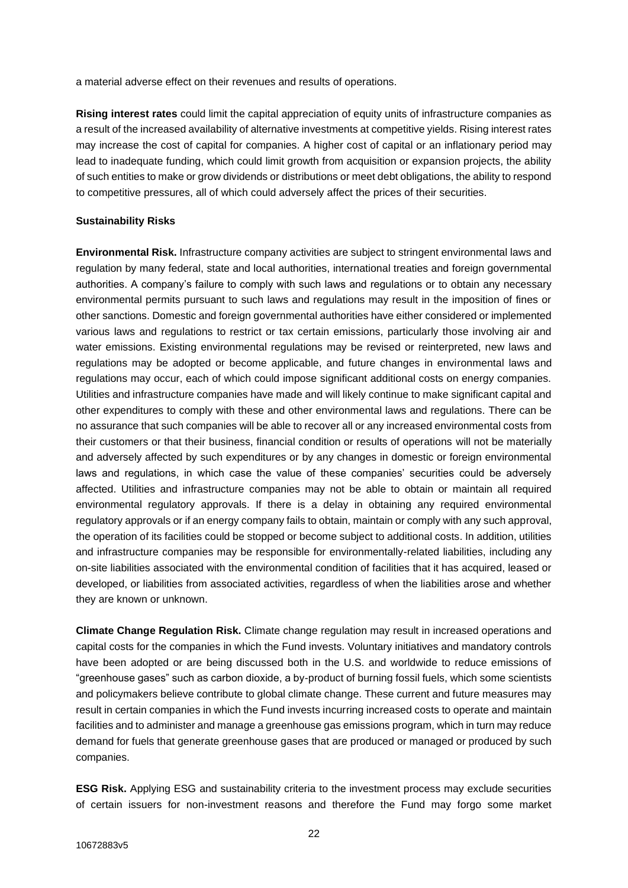a material adverse effect on their revenues and results of operations.

**Rising interest rates** could limit the capital appreciation of equity units of infrastructure companies as a result of the increased availability of alternative investments at competitive yields. Rising interest rates may increase the cost of capital for companies. A higher cost of capital or an inflationary period may lead to inadequate funding, which could limit growth from acquisition or expansion projects, the ability of such entities to make or grow dividends or distributions or meet debt obligations, the ability to respond to competitive pressures, all of which could adversely affect the prices of their securities.

**Sustainability Risks**

**Environmental Risk.** Infrastructure company activities are subject to stringent environmental laws and regulation by many federal, state and local authorities, international treaties and foreign governmental authorities. A company's failure to comply with such laws and regulations or to obtain any necessary environmental permits pursuant to such laws and regulations may result in the imposition of fines or other sanctions. Domestic and foreign governmental authorities have either considered or implemented various laws and regulations to restrict or tax certain emissions, particularly those involving air and water emissions. Existing environmental regulations may be revised or reinterpreted, new laws and regulations may be adopted or become applicable, and future changes in environmental laws and regulations may occur, each of which could impose significant additional costs on energy companies. Utilities and infrastructure companies have made and will likely continue to make significant capital and other expenditures to comply with these and other environmental laws and regulations. There can be no assurance that such companies will be able to recover all or any increased environmental costs from their customers or that their business, financial condition or results of operations will not be materially and adversely affected by such expenditures or by any changes in domestic or foreign environmental laws and regulations, in which case the value of these companies' securities could be adversely affected. Utilities and infrastructure companies may not be able to obtain or maintain all required environmental regulatory approvals. If there is a delay in obtaining any required environmental regulatory approvals or if an energy company fails to obtain, maintain or comply with any such approval, the operation of its facilities could be stopped or become subject to additional costs. In addition, utilities and infrastructure companies may be responsible for environmentally-related liabilities, including any on-site liabilities associated with the environmental condition of facilities that it has acquired, leased or developed, or liabilities from associated activities, regardless of when the liabilities arose and whether they are known or unknown.

**Climate Change Regulation Risk.** Climate change regulation may result in increased operations and capital costs for the companies in which the Fund invests. Voluntary initiatives and mandatory controls have been adopted or are being discussed both in the U.S. and worldwide to reduce emissions of "greenhouse gases" such as carbon dioxide, a by-product of burning fossil fuels, which some scientists and policymakers believe contribute to global climate change. These current and future measures may result in certain companies in which the Fund invests incurring increased costs to operate and maintain facilities and to administer and manage a greenhouse gas emissions program, which in turn may reduce demand for fuels that generate greenhouse gases that are produced or managed or produced by such companies.

**ESG Risk.** Applying ESG and sustainability criteria to the investment process may exclude securities of certain issuers for non-investment reasons and therefore the Fund may forgo some market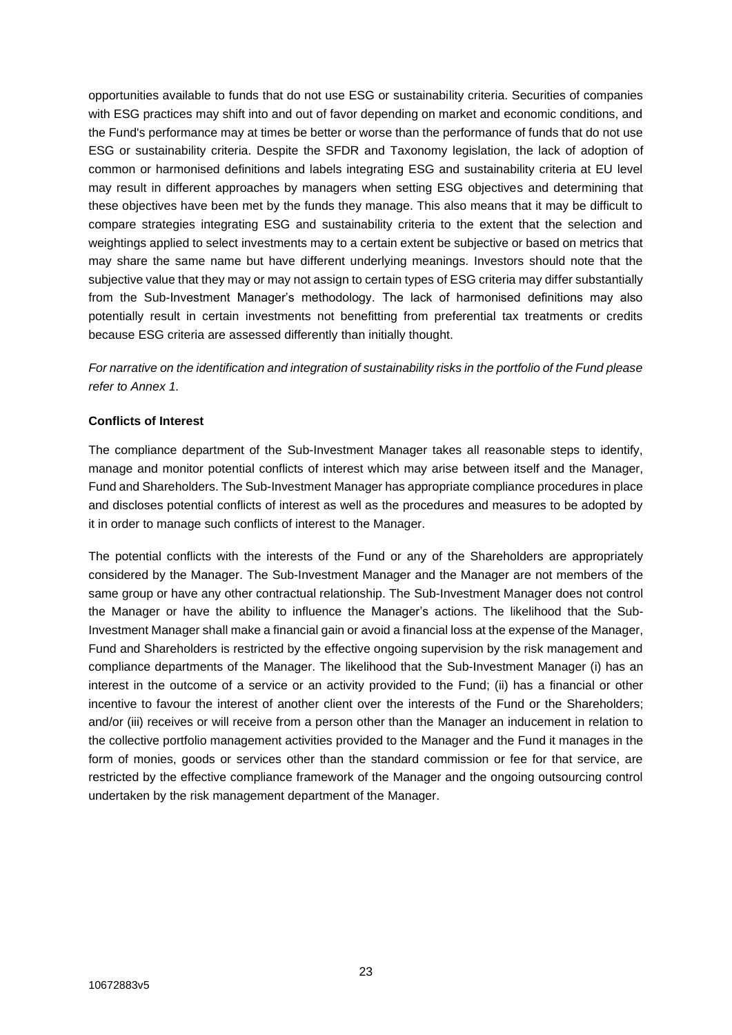opportunities available to funds that do not use ESG or sustainability criteria. Securities of companies with ESG practices may shift into and out of favor depending on market and economic conditions, and the Fund's performance may at times be better or worse than the performance of funds that do not use ESG or sustainability criteria. Despite the SFDR and Taxonomy legislation, the lack of adoption of common or harmonised definitions and labels integrating ESG and sustainability criteria at EU level may result in different approaches by managers when setting ESG objectives and determining that these objectives have been met by the funds they manage. This also means that it may be difficult to compare strategies integrating ESG and sustainability criteria to the extent that the selection and weightings applied to select investments may to a certain extent be subjective or based on metrics that may share the same name but have different underlying meanings. Investors should note that the subjective value that they may or may not assign to certain types of ESG criteria may differ substantially from the Sub-Investment Manager's methodology. The lack of harmonised definitions may also potentially result in certain investments not benefitting from preferential tax treatments or credits because ESG criteria are assessed differently than initially thought.

*For narrative on the identification and integration of sustainability risks in the portfolio of the Fund please refer to Annex 1.*

**Conflicts of Interest**

The compliance department of the Sub-Investment Manager takes all reasonable steps to identify, manage and monitor potential conflicts of interest which may arise between itself and the Manager, Fund and Shareholders. The Sub-Investment Manager has appropriate compliance procedures in place and discloses potential conflicts of interest as well as the procedures and measures to be adopted by it in order to manage such conflicts of interest to the Manager.

The potential conflicts with the interests of the Fund or any of the Shareholders are appropriately considered by the Manager. The Sub-Investment Manager and the Manager are not members of the same group or have any other contractual relationship. The Sub-Investment Manager does not control the Manager or have the ability to influence the Manager's actions. The likelihood that the Sub-Investment Manager shall make a financial gain or avoid a financial loss at the expense of the Manager, Fund and Shareholders is restricted by the effective ongoing supervision by the risk management and compliance departments of the Manager. The likelihood that the Sub-Investment Manager (i) has an interest in the outcome of a service or an activity provided to the Fund; (ii) has a financial or other incentive to favour the interest of another client over the interests of the Fund or the Shareholders; and/or (iii) receives or will receive from a person other than the Manager an inducement in relation to the collective portfolio management activities provided to the Manager and the Fund it manages in the form of monies, goods or services other than the standard commission or fee for that service, are restricted by the effective compliance framework of the Manager and the ongoing outsourcing control undertaken by the risk management department of the Manager.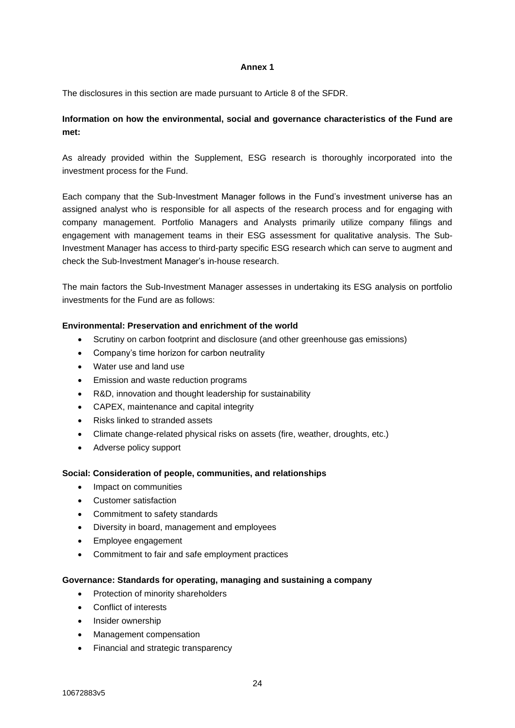## Annex 1

The disclosures in this section are made pursuant to Article 8 of the SFDR.

**Information on how the environmental, social and governance characteristics of the Fund are met:**

As already provided within the Supplement, ESG research is thoroughly incorporated into the investment process for the Fund.

Each company that the Sub-Investment Manager follows in the Fund's investment universe has an assigned analyst who is responsible for all aspects of the research process and for engaging with company management. Portfolio Managers and Analysts primarily utilize company filings and engagement with management teams in their ESG assessment for qualitative analysis. The Sub-Investment Manager has access to third-party specific ESG research which can serve to augment and check the Sub-Investment Manager's in-house research.

The main factors the Sub-Investment Manager assesses in undertaking its ESG analysis on portfolio investments for the Fund are as follows:

**Environmental: Preservation and enrichment of the world**

- Scrutiny on carbon footprint and disclosure (and other greenhouse gas emissions)
- Company's time horizon for carbon neutrality
- Water use and land use
- Emission and waste reduction programs
- R&D, innovation and thought leadership for sustainability
- CAPEX, maintenance and capital integrity
- Risks linked to stranded assets
- Climate change-related physical risks on assets (fire, weather, droughts, etc.)
- Adverse policy support

**Social: Consideration of people, communities, and relationships**

- Impact on communities
- Customer satisfaction
- Commitment to safety standards
- Diversity in board, management and employees
- Employee engagement
- Commitment to fair and safe employment practices

**Governance: Standards for operating, managing and sustaining a company**

- Protection of minority shareholders
- Conflict of interests
- Insider ownership
- Management compensation
- Financial and strategic transparency

10672883v5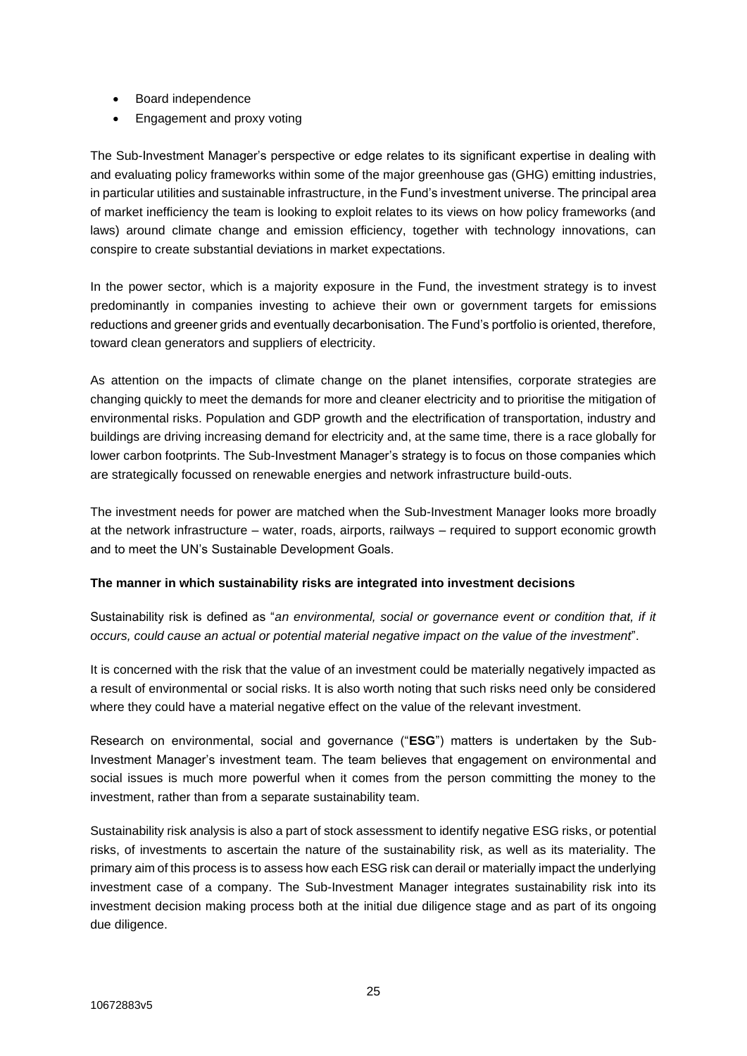- Board independence
- Engagement and proxy voting

The Sub-Investment Manager's perspective or edge relates to its significant expertise in dealing with and evaluating policy frameworks within some of the major greenhouse gas (GHG) emitting industries, in particular utilities and sustainable infrastructure, in the Fund's investment universe. The principal area of market inefficiency the team is looking to exploit relates to its views on how policy frameworks (and laws) around climate change and emission efficiency, together with technology innovations, can conspire to create substantial deviations in market expectations.

In the power sector, which is a majority exposure in the Fund, the investment strategy is to invest predominantly in companies investing to achieve their own or government targets for emissions reductions and greener grids and eventually decarbonisation. The Fund's portfolio is oriented, therefore, toward clean generators and suppliers of electricity.

As attention on the impacts of climate change on the planet intensifies, corporate strategies are changing quickly to meet the demands for more and cleaner electricity and to prioritise the mitigation of environmental risks. Population and GDP growth and the electrification of transportation, industry and buildings are driving increasing demand for electricity and, at the same time, there is a race globally for lower carbon footprints. The Sub-Investment Manager's strategy is to focus on those companies which are strategically focussed on renewable energies and network infrastructure build-outs.

The investment needs for power are matched when the Sub-Investment Manager looks more broadly at the network infrastructure – water, roads, airports, railways – required to support economic growth and to meet the UN's Sustainable Development Goals.

**The manner in which sustainability risks are integrated into investment decisions**

Sustainability risk is defined as "*an environmental, social or governance event or condition that, if it occurs, could cause an actual or potential material negative impact on the value of the investment*".

It is concerned with the risk that the value of an investment could be materially negatively impacted as a result of environmental or social risks. It is also worth noting that such risks need only be considered where they could have a material negative effect on the value of the relevant investment.

Research on environmental, social and governance ("**ESG**") matters is undertaken by the Sub-Investment Manager's investment team. The team believes that engagement on environmental and social issues is much more powerful when it comes from the person committing the money to the investment, rather than from a separate sustainability team.

Sustainability risk analysis is also a part of stock assessment to identify negative ESG risks, or potential risks, of investments to ascertain the nature of the sustainability risk, as well as its materiality. The primary aim of this process is to assess how each ESG risk can derail or materially impact the underlying investment case of a company. The Sub-Investment Manager integrates sustainability risk into its investment decision making process both at the initial due diligence stage and as part of its ongoing due diligence.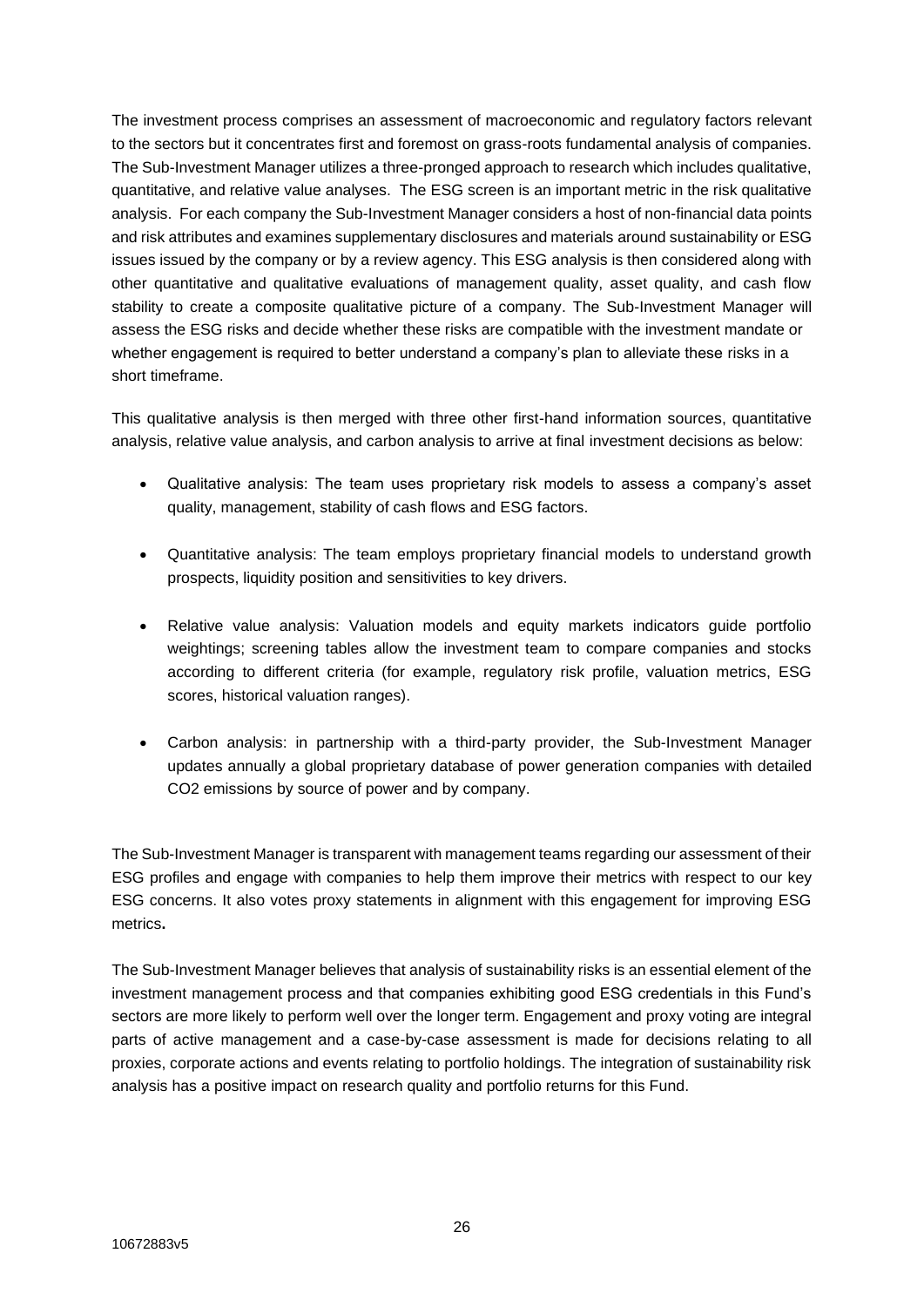The investment process comprises an assessment of macroeconomic and regulatory factors relevant to the sectors but it concentrates first and foremost on grass-roots fundamental analysis of companies. The Sub-Investment Manager utilizes a three-pronged approach to research which includes qualitative, quantitative, and relative value analyses. The ESG screen is an important metric in the risk qualitative analysis. For each company the Sub-Investment Manager considers a host of non-financial data points and risk attributes and examines supplementary disclosures and materials around sustainability or ESG issues issued by the company or by a review agency. This ESG analysis is then considered along with other quantitative and qualitative evaluations of management quality, asset quality, and cash flow stability to create a composite qualitative picture of a company. The Sub-Investment Manager will assess the ESG risks and decide whether these risks are compatible with the investment mandate or whether engagement is required to better understand a company's plan to alleviate these risks in a short timeframe.

This qualitative analysis is then merged with three other first-hand information sources, quantitative analysis, relative value analysis, and carbon analysis to arrive at final investment decisions as below:

- Qualitative analysis: The team uses proprietary risk models to assess a company's asset quality, management, stability of cash flows and ESG factors.
- Quantitative analysis: The team employs proprietary financial models to understand growth prospects, liquidity position and sensitivities to key drivers.
- Relative value analysis: Valuation models and equity markets indicators guide portfolio weightings; screening tables allow the investment team to compare companies and stocks according to different criteria (for example, regulatory risk profile, valuation metrics, ESG scores, historical valuation ranges).
- Carbon analysis: in partnership with a third-party provider, the Sub-Investment Manager updates annually a global proprietary database of power generation companies with detailed $CO_2$ emissions by source of power and by company.

The Sub-Investment Manager is transparent with management teams regarding our assessment of their ESG profiles and engage with companies to help them improve their metrics with respect to our key ESG concerns. It also votes proxy statements in alignment with this engagement for improving ESG metrics**.**

The Sub-Investment Manager believes that analysis of sustainability risks is an essential element of the investment management process and that companies exhibiting good ESG credentials in this Fund's sectors are more likely to perform well over the longer term. Engagement and proxy voting are integral parts of active management and a case-by-case assessment is made for decisions relating to all proxies, corporate actions and events relating to portfolio holdings. The integration of sustainability risk analysis has a positive impact on research quality and portfolio returns for this Fund.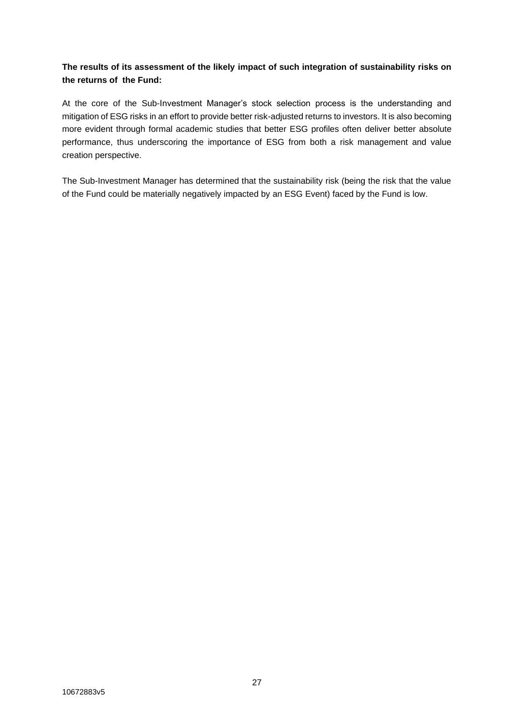**The results of its assessment of the likely impact of such integration of sustainability risks on the returns of the Fund:**

At the core of the Sub-Investment Manager's stock selection process is the understanding and mitigation of ESG risks in an effort to provide better risk-adjusted returns to investors. It is also becoming more evident through formal academic studies that better ESG profiles often deliver better absolute performance, thus underscoring the importance of ESG from both a risk management and value creation perspective.

The Sub-Investment Manager has determined that the sustainability risk (being the risk that the value of the Fund could be materially negatively impacted by an ESG Event) faced by the Fund is low.